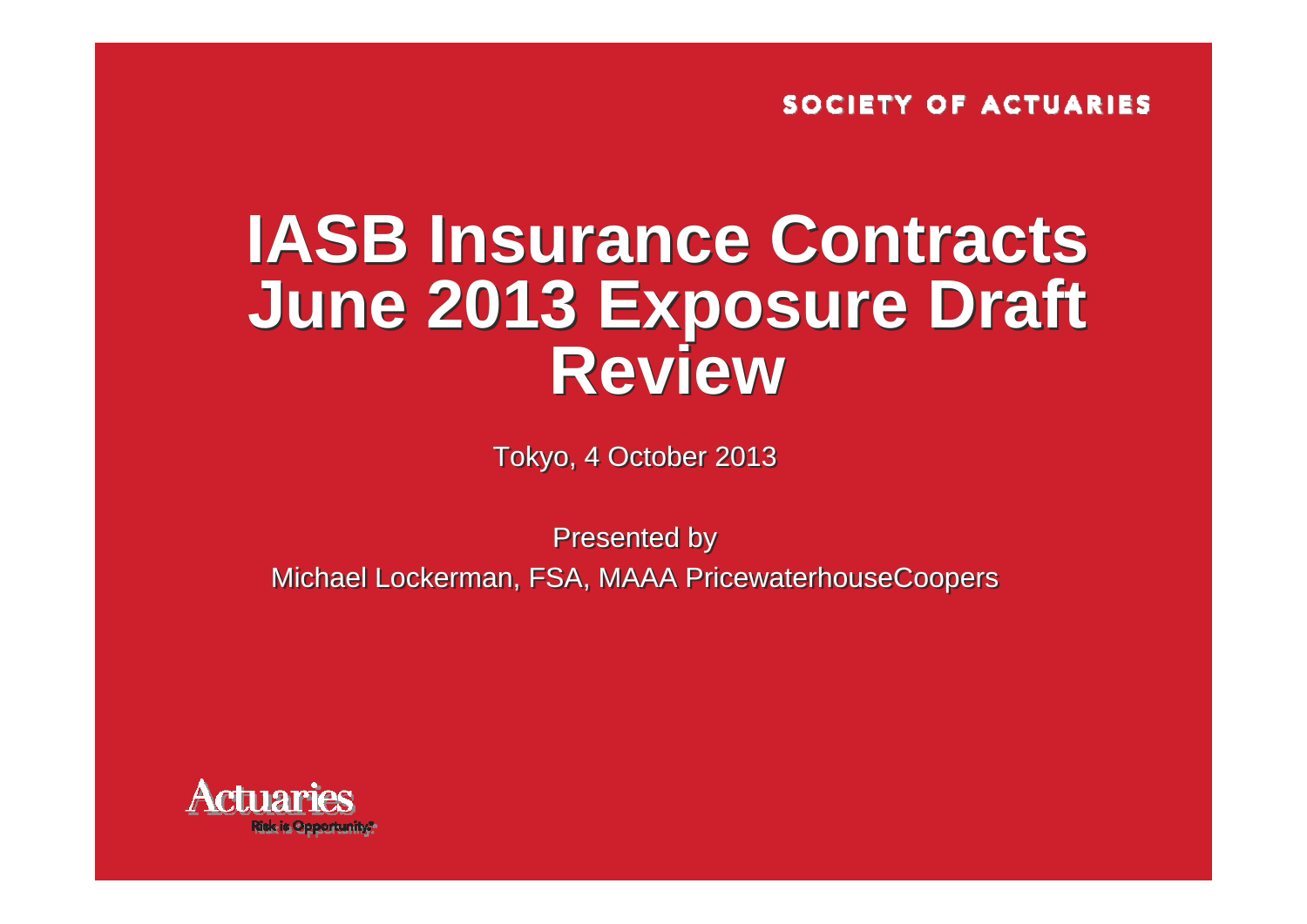SOCIETY OF ACTUARIES

# IASB Insurance Contracts June 2013 Exposure Draft Review

Tokyo, 4 October 2013

Presented by

Michael Lockerman, FSA, MAAA PricewaterhouseCoopers

Actuaries

Risk is Opportunity.®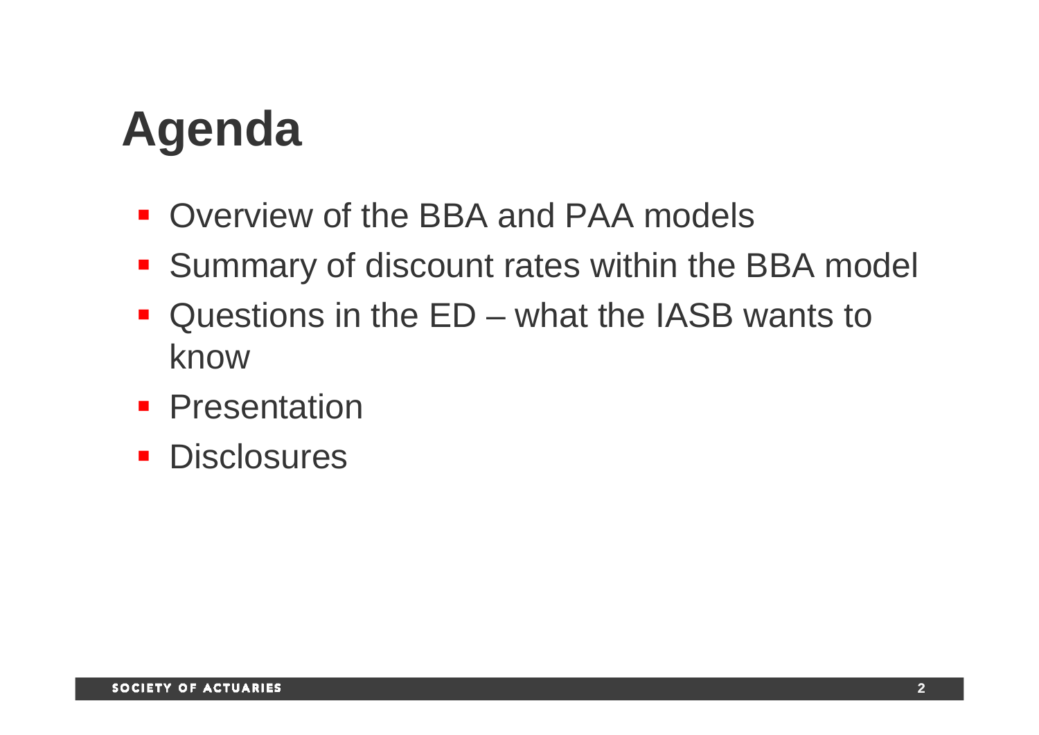# Agenda

- Overview of the BBA and PAA models
- Summary of discount rates within the BBA model
- Questions in the ED – what the IASB wants to know
- Presentation
- Disclosures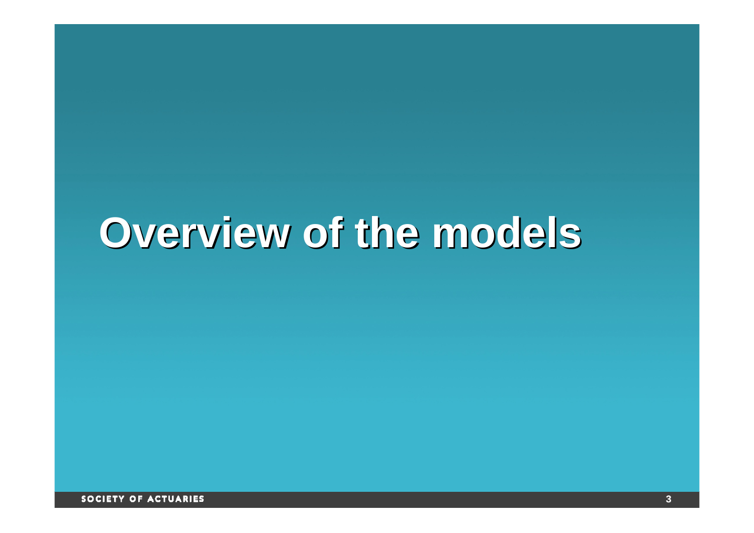# Overview of the models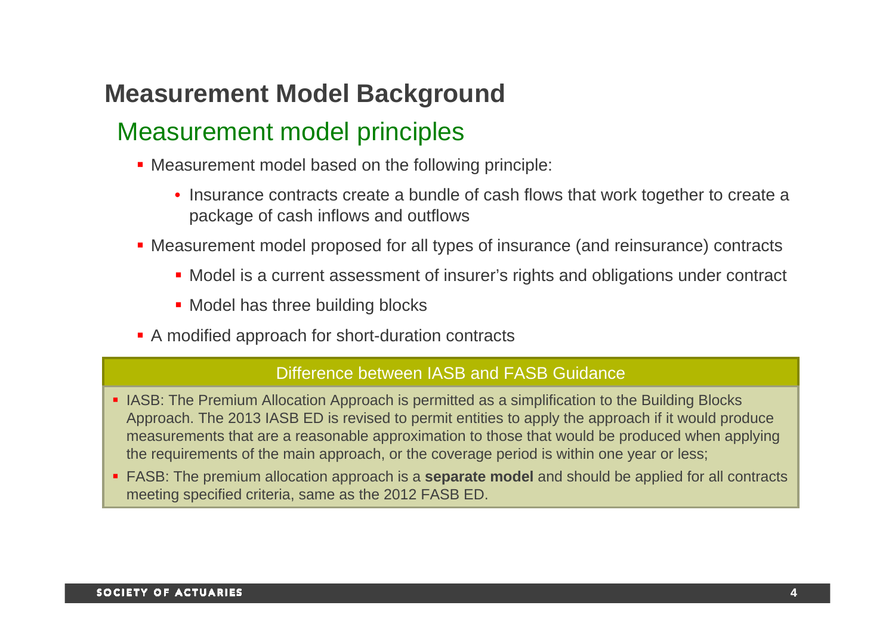# Measurement Model Background

## Measurement model principles

- Measurement model based on the following principle:
  - Insurance contracts create a bundle of cash flows that work together to create a package of cash inflows and outflows
- Measurement model proposed for all types of insurance (and reinsurance) contracts
  - Model is a current assessment of insurer's rights and obligations under contract
  - Model has three building blocks
- A modified approach for short-duration contracts

### Difference between IASB and FASB Guidance

- IASB: The Premium Allocation Approach is permitted as a simplification to the Building Blocks Approach. The 2013 IASB ED is revised to permit entities to apply the approach if it would produce measurements that are a reasonable approximation to those that would be produced when applying the requirements of the main approach, or the coverage period is within one year or less;
- FASB: The premium allocation approach is a **separate model** and should be applied for all contracts meeting specified criteria, same as the 2012 FASB ED.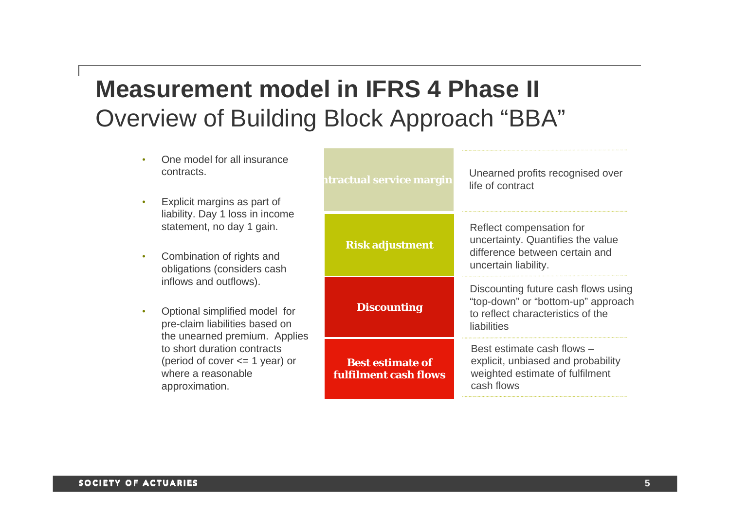# Measurement model in IFRS 4 Phase II

## Overview of Building Block Approach "BBA"

- One model for all insurance contracts.
- Explicit margins as part of liability. Day 1 loss in income statement, no day 1 gain.
- Combination of rights and obligations (considers cash inflows and outflows).
- Optional simplified model for pre-claim liabilities based on the unearned premium. Applies to short duration contracts (period of cover <= 1 year) or where a reasonable approximation.

| Building block | Description |
| --- | --- |
| **Contractual service margin** | Unearned profits recognised over life of contract |
| **Risk adjustment** | Reflect compensation for uncertainty. Quantifies the value difference between certain and uncertain liability. |
| **Discounting** | Discounting future cash flows using "top-down" or "bottom-up" approach to reflect characteristics of the liabilities |
| **Best estimate of fulfilment cash flows** | Best estimate cash flows – explicit, unbiased and probability weighted estimate of fulfilment cash flows |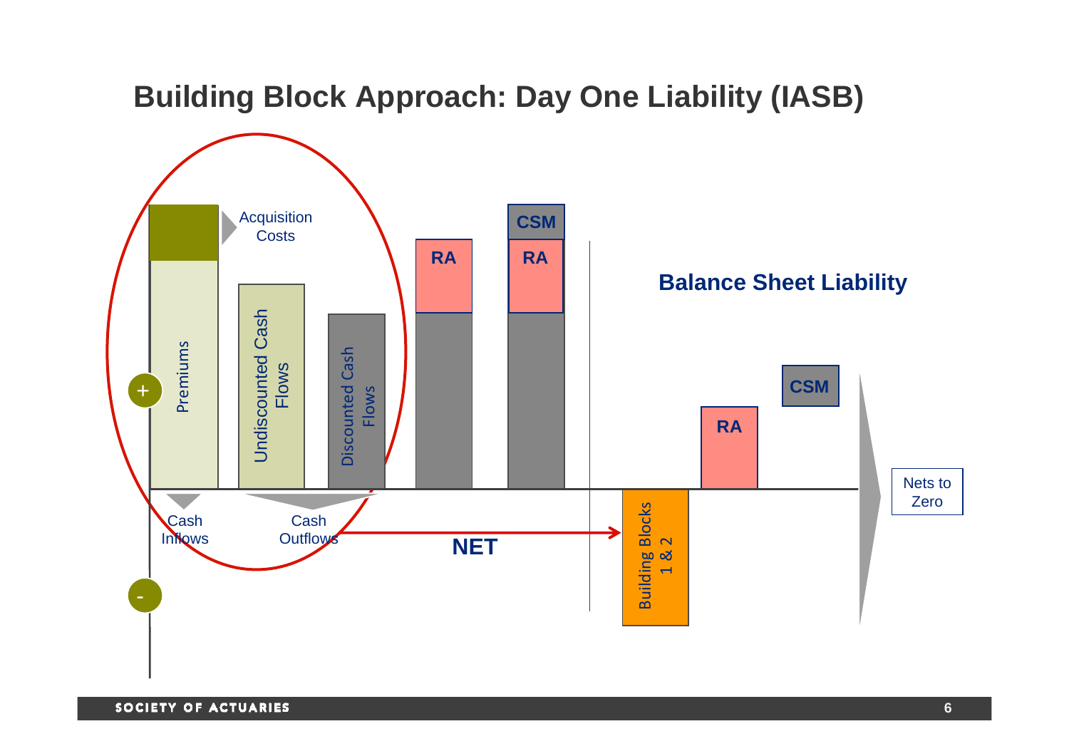# Building Block Approach: Day One Liability (IASB)

Premiums

Acquisition Costs

Undiscounted Cash Flows

Discounted Cash Flows

RA

CSM

RA

Cash Inflows

Cash Outflows

NET

Balance Sheet Liability

Building Blocks 1 & 2

RA

CSM

Nets to Zero

+

-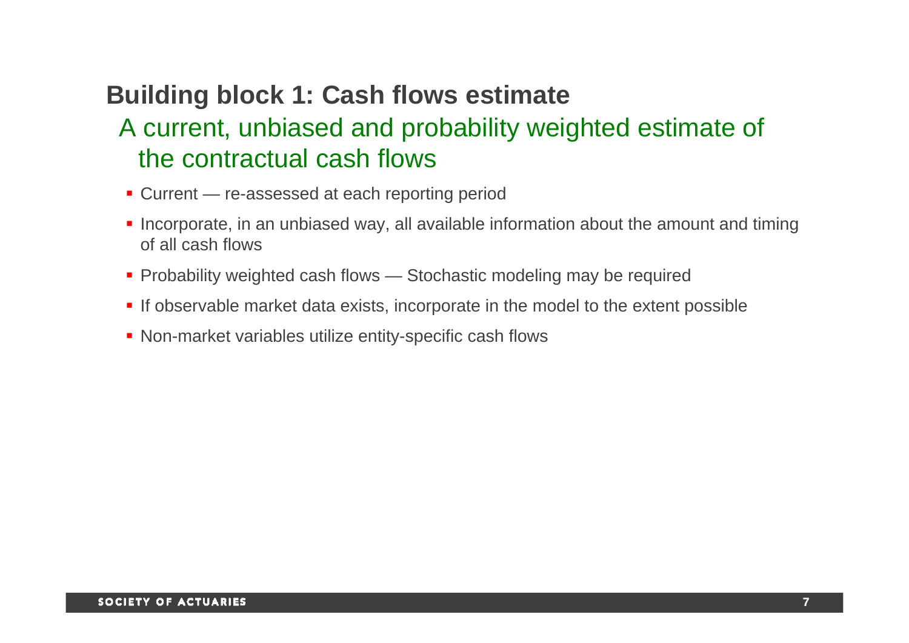## Building block 1: Cash flows estimate

### A current, unbiased and probability weighted estimate of the contractual cash flows

- Current — re-assessed at each reporting period
- Incorporate, in an unbiased way, all available information about the amount and timing of all cash flows
- Probability weighted cash flows — Stochastic modeling may be required
- If observable market data exists, incorporate in the model to the extent possible
- Non-market variables utilize entity-specific cash flows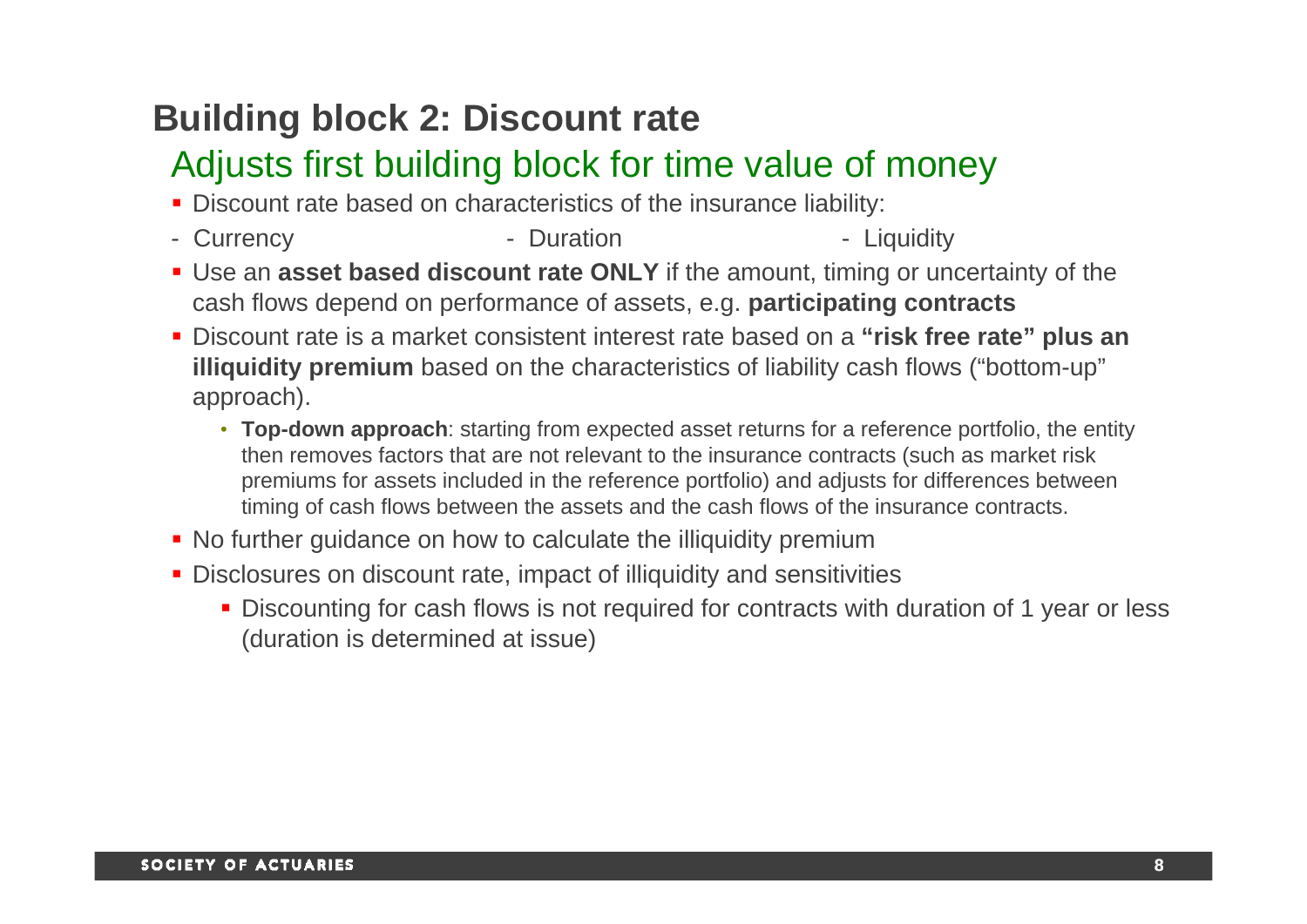# Building block 2: Discount rate

## Adjusts first building block for time value of money

- Discount rate based on characteristics of the insurance liability:
  - Currency
  - Duration
  - Liquidity
- Use an **asset based discount rate ONLY** if the amount, timing or uncertainty of the cash flows depend on performance of assets, e.g. **participating contracts**
- Discount rate is a market consistent interest rate based on a **"risk free rate" plus an illiquidity premium** based on the characteristics of liability cash flows ("bottom-up" approach).
  - **Top-down approach**: starting from expected asset returns for a reference portfolio, the entity then removes factors that are not relevant to the insurance contracts (such as market risk premiums for assets included in the reference portfolio) and adjusts for differences between timing of cash flows between the assets and the cash flows of the insurance contracts.
- No further guidance on how to calculate the illiquidity premium
- Disclosures on discount rate, impact of illiquidity and sensitivities
  - Discounting for cash flows is not required for contracts with duration of 1 year or less (duration is determined at issue)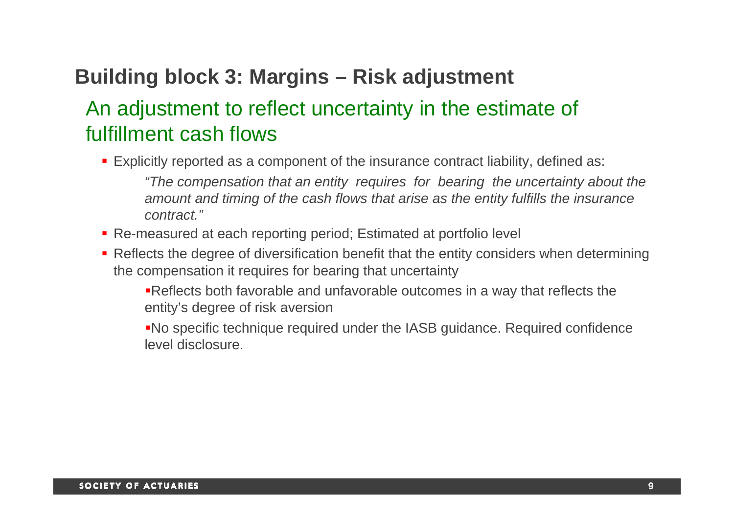# Building block 3: Margins – Risk adjustment

## An adjustment to reflect uncertainty in the estimate of fulfillment cash flows

- Explicitly reported as a component of the insurance contract liability, defined as:

  *"The compensation that an entity requires for bearing the uncertainty about the amount and timing of the cash flows that arise as the entity fulfills the insurance contract."*

- Re-measured at each reporting period; Estimated at portfolio level
- Reflects the degree of diversification benefit that the entity considers when determining the compensation it requires for bearing that uncertainty
  - Reflects both favorable and unfavorable outcomes in a way that reflects the entity's degree of risk aversion
  - No specific technique required under the IASB guidance. Required confidence level disclosure.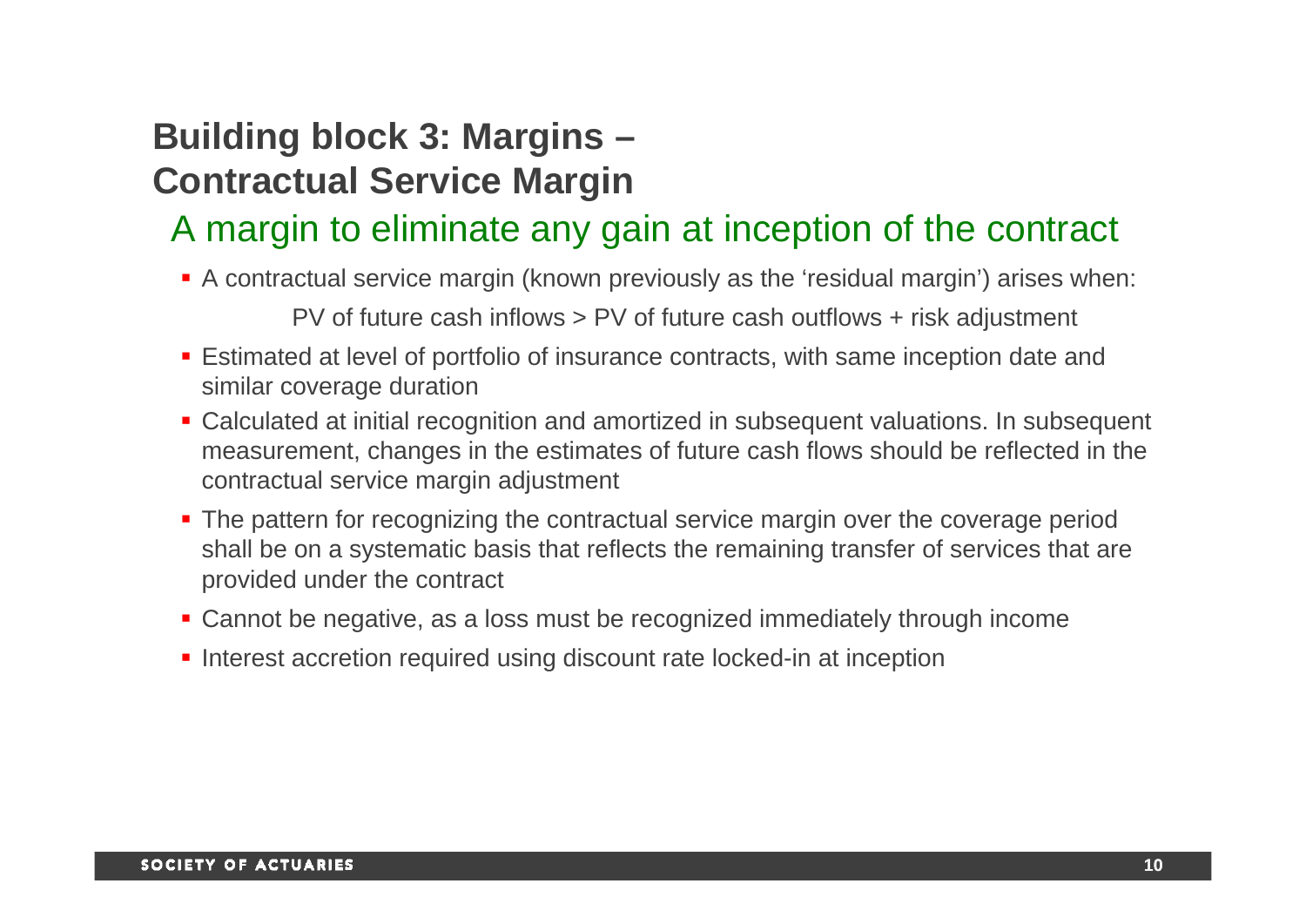# Building block 3: Margins – Contractual Service Margin

## A margin to eliminate any gain at inception of the contract

- A contractual service margin (known previously as the 'residual margin') arises when:

  PV of future cash inflows > PV of future cash outflows + risk adjustment

- Estimated at level of portfolio of insurance contracts, with same inception date and similar coverage duration
- Calculated at initial recognition and amortized in subsequent valuations. In subsequent measurement, changes in the estimates of future cash flows should be reflected in the contractual service margin adjustment
- The pattern for recognizing the contractual service margin over the coverage period shall be on a systematic basis that reflects the remaining transfer of services that are provided under the contract
- Cannot be negative, as a loss must be recognized immediately through income
- Interest accretion required using discount rate locked-in at inception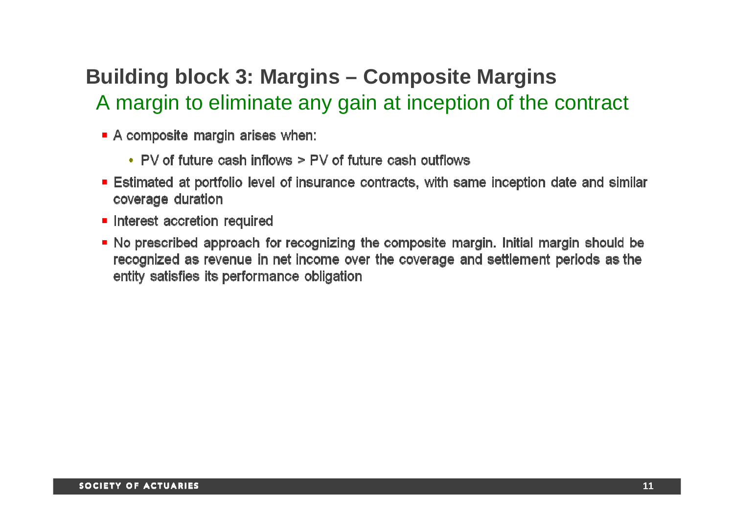# Building block 3: Margins – Composite Margins

## A margin to eliminate any gain at inception of the contract

- A composite margin arises when:
  - PV of future cash inflows > PV of future cash outflows
- Estimated at portfolio level of insurance contracts, with same inception date and similar coverage duration
- Interest accretion required
- No prescribed approach for recognizing the composite margin. Initial margin should be recognized as revenue in net income over the coverage and settlement periods as the entity satisfies its performance obligation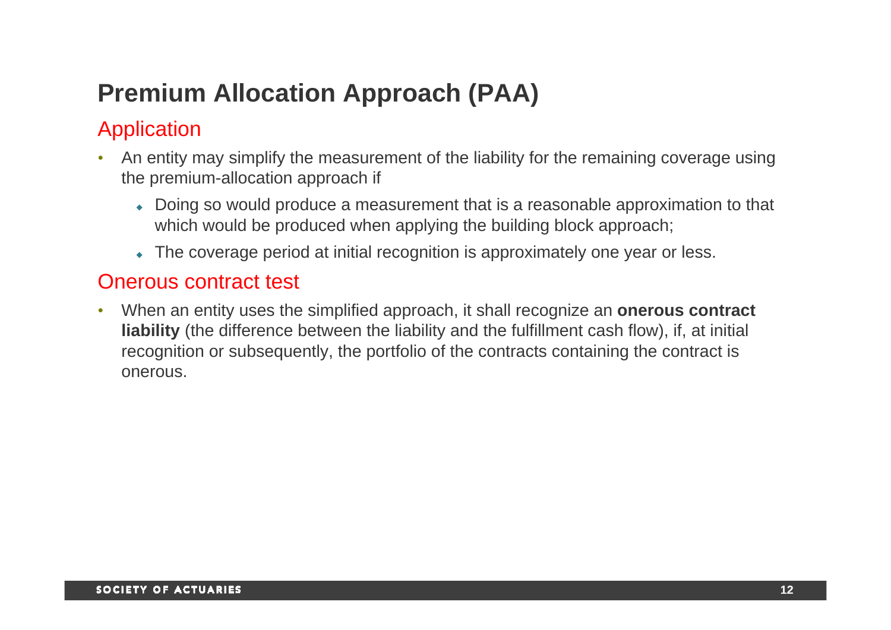# Premium Allocation Approach (PAA)

## Application

- An entity may simplify the measurement of the liability for the remaining coverage using the premium-allocation approach if
  - Doing so would produce a measurement that is a reasonable approximation to that which would be produced when applying the building block approach;
  - The coverage period at initial recognition is approximately one year or less.

## Onerous contract test

- When an entity uses the simplified approach, it shall recognize an **onerous contract liability** (the difference between the liability and the fulfillment cash flow), if, at initial recognition or subsequently, the portfolio of the contracts containing the contract is onerous.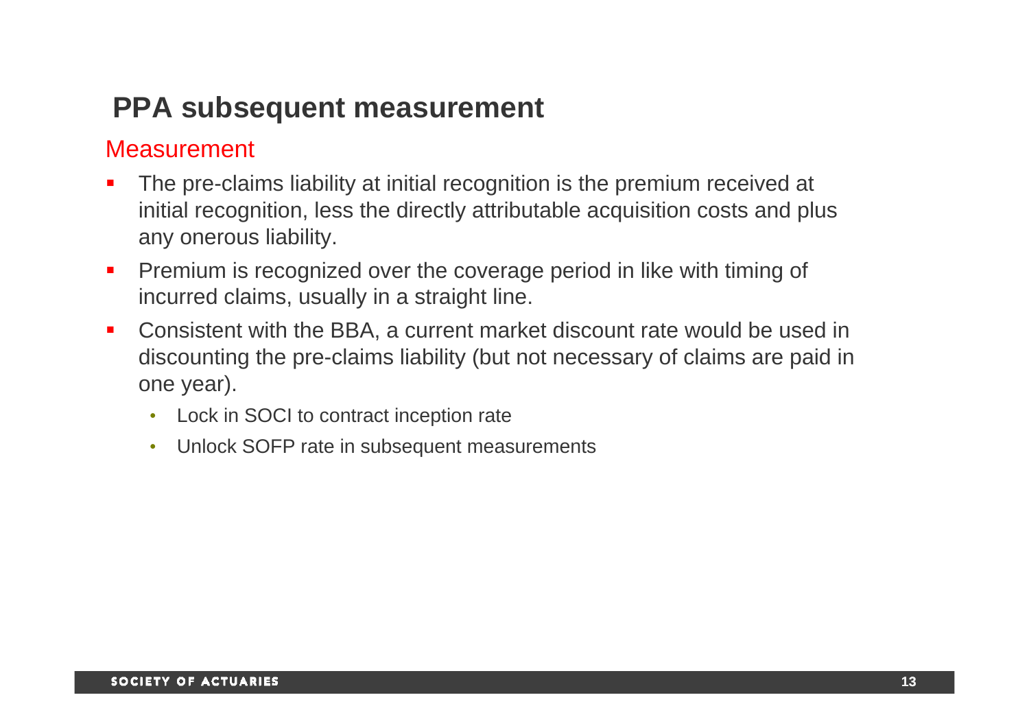# PPA subsequent measurement

## Measurement

- The pre-claims liability at initial recognition is the premium received at initial recognition, less the directly attributable acquisition costs and plus any onerous liability.
- Premium is recognized over the coverage period in like with timing of incurred claims, usually in a straight line.
- Consistent with the BBA, a current market discount rate would be used in discounting the pre-claims liability (but not necessary of claims are paid in one year).
  - Lock in SOCI to contract inception rate
  - Unlock SOFP rate in subsequent measurements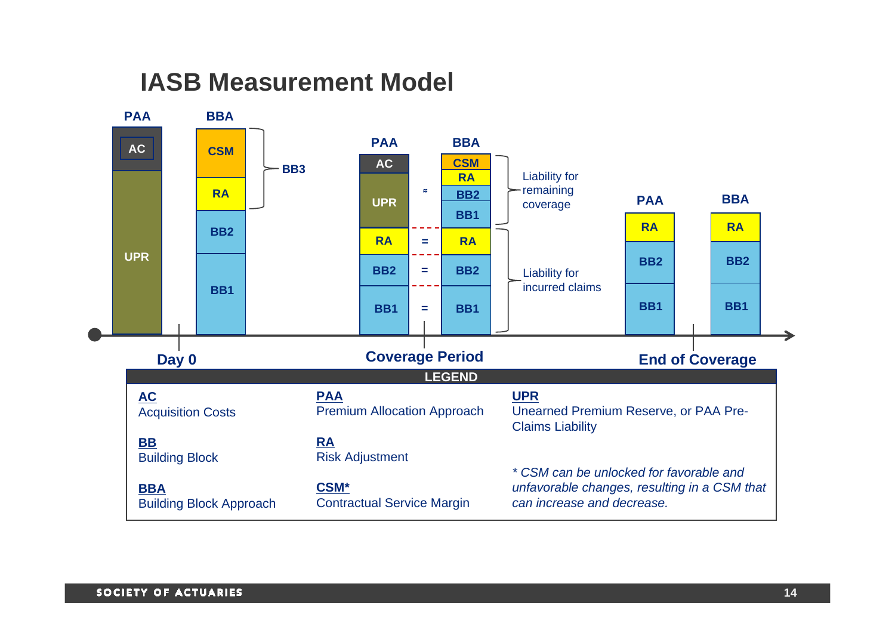# IASB Measurement Model

**Day 0**

| PAA | BBA |
|---|---|
| AC | CSM (BB3) |
| UPR | RA (BB3) |
| | BB2 |
| | BB1 |

**Coverage Period**

| PAA | | BBA | |
|---|---|---|---|
| AC | | CSM | Liability for remaining coverage |
| UPR | ≈ | RA | Liability for remaining coverage |
| | | BB2 | Liability for remaining coverage |
| | | BB1 | Liability for remaining coverage |
| RA | = | RA | Liability for incurred claims |
| BB2 | = | BB2 | Liability for incurred claims |
| BB1 | = | BB1 | Liability for incurred claims |

**End of Coverage**

| PAA | BBA |
|---|---|
| RA | RA |
| BB2 | BB2 |
| BB1 | BB1 |

**LEGEND**

**AC**
Acquisition Costs

**BB**
Building Block

**BBA**
Building Block Approach

**PAA**
Premium Allocation Approach

**RA**
Risk Adjustment

**CSM***
Contractual Service Margin

**UPR**
Unearned Premium Reserve, or PAA Pre-Claims Liability

*\* CSM can be unlocked for favorable and unfavorable changes, resulting in a CSM that can increase and decrease.*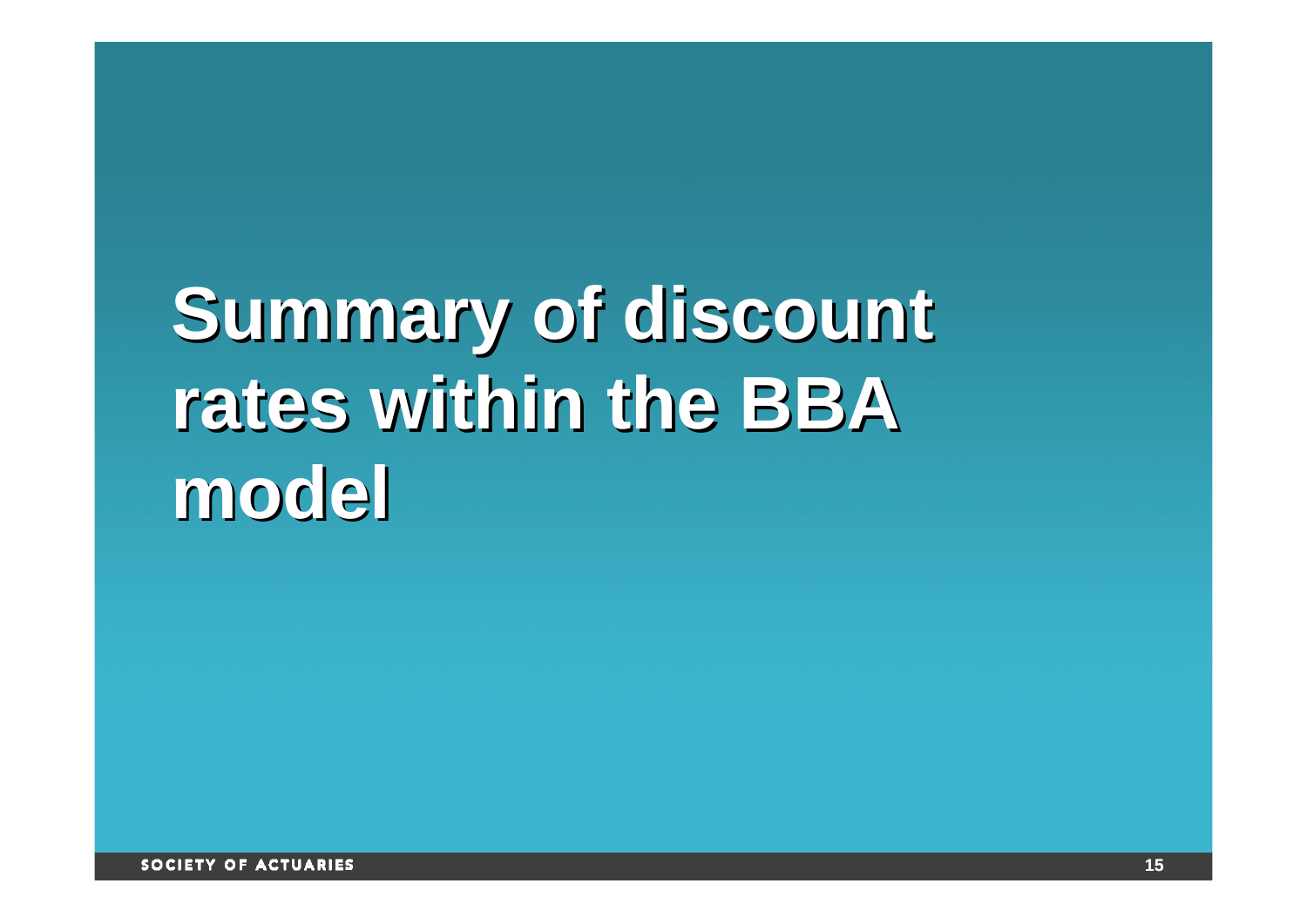# Summary of discount rates within the BBA model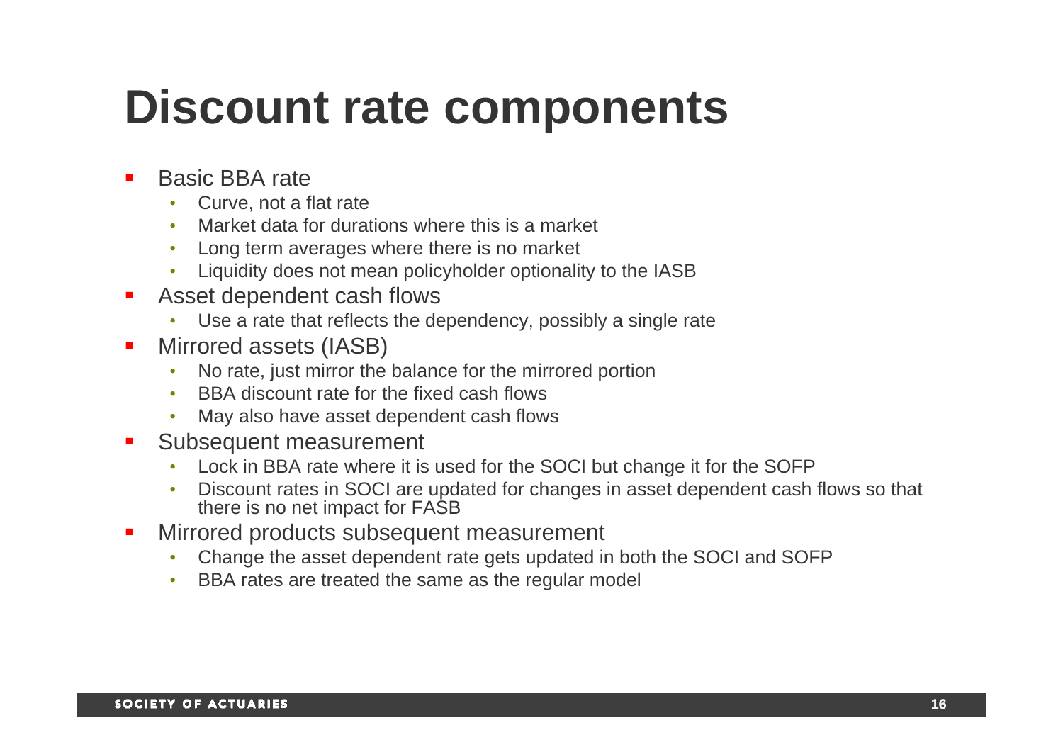# Discount rate components

- Basic BBA rate
  - Curve, not a flat rate
  - Market data for durations where this is a market
  - Long term averages where there is no market
  - Liquidity does not mean policyholder optionality to the IASB
- Asset dependent cash flows
  - Use a rate that reflects the dependency, possibly a single rate
- Mirrored assets (IASB)
  - No rate, just mirror the balance for the mirrored portion
  - BBA discount rate for the fixed cash flows
  - May also have asset dependent cash flows
- Subsequent measurement
  - Lock in BBA rate where it is used for the SOCI but change it for the SOFP
  - Discount rates in SOCI are updated for changes in asset dependent cash flows so that there is no net impact for FASB
- Mirrored products subsequent measurement
  - Change the asset dependent rate gets updated in both the SOCI and SOFP
  - BBA rates are treated the same as the regular model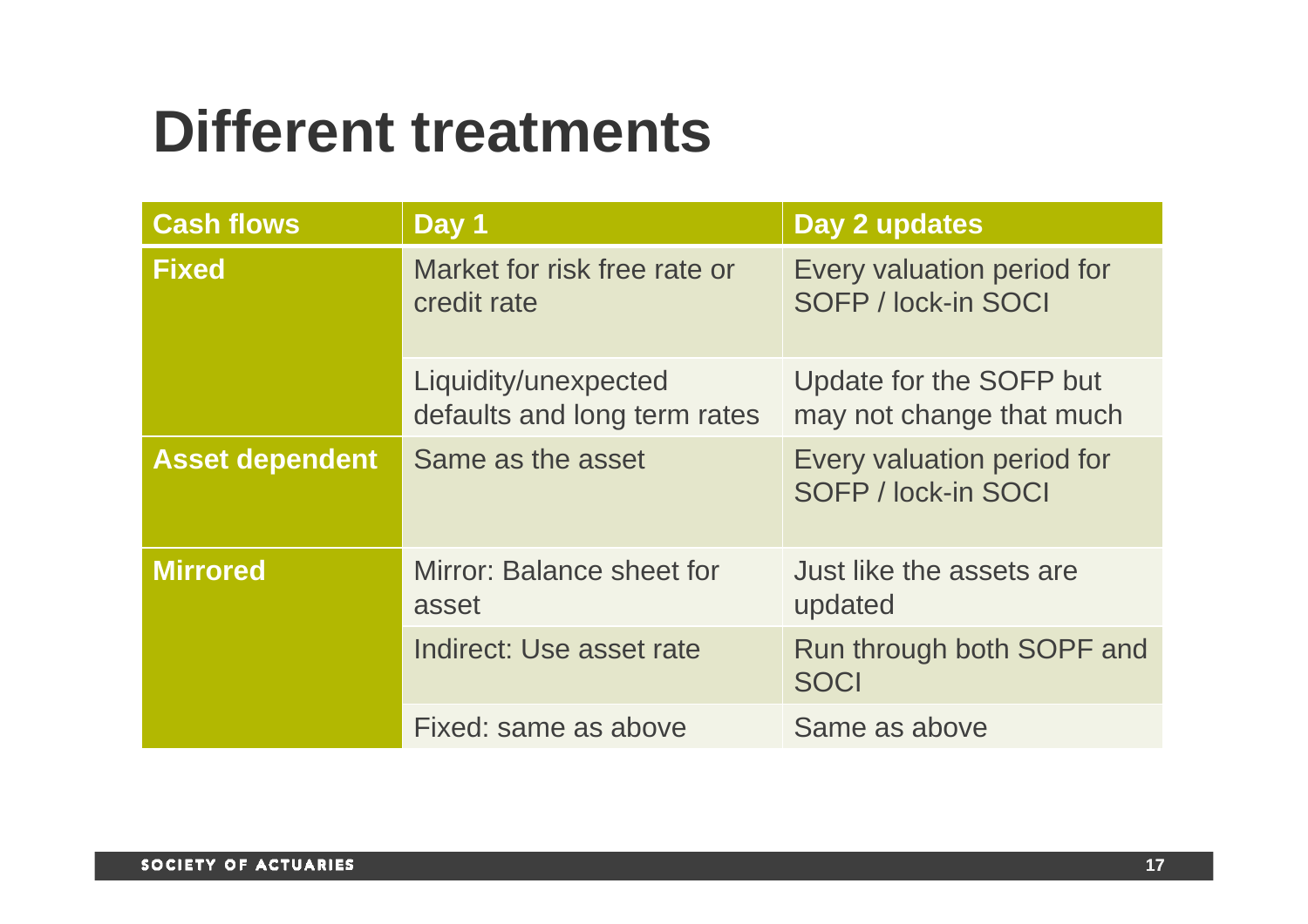# Different treatments

| Cash flows | Day 1 | Day 2 updates |
| --- | --- | --- |
| **Fixed** | Market for risk free rate or credit rate | Every valuation period for SOFP / lock-in SOCI |
| | Liquidity/unexpected defaults and long term rates | Update for the SOFP but may not change that much |
| **Asset dependent** | Same as the asset | Every valuation period for SOFP / lock-in SOCI |
| **Mirrored** | Mirror: Balance sheet for asset | Just like the assets are updated |
| | Indirect: Use asset rate | Run through both SOPF and SOCI |
| | Fixed: same as above | Same as above |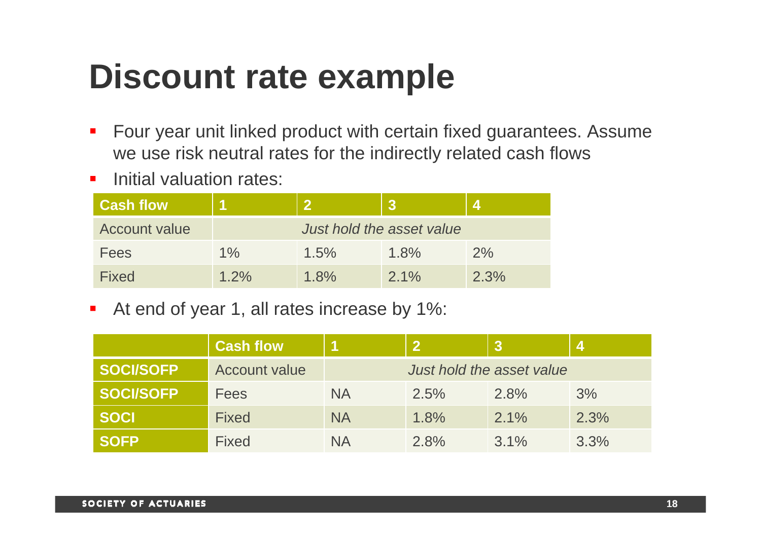# Discount rate example

- Four year unit linked product with certain fixed guarantees. Assume we use risk neutral rates for the indirectly related cash flows
- Initial valuation rates:

| Cash flow | 1 | 2 | 3 | 4 |
|---|---|---|---|---|
| Account value | *Just hold the asset value* | | | |
| Fees | 1% | 1.5% | 1.8% | 2% |
| Fixed | 1.2% | 1.8% | 2.1% | 2.3% |

- At end of year 1, all rates increase by 1%:

| | Cash flow | 1 | 2 | 3 | 4 |
|---|---|---|---|---|---|
| **SOCI/SOFP** | Account value | *Just hold the asset value* | | | |
| **SOCI/SOFP** | Fees | NA | 2.5% | 2.8% | 3% |
| **SOCI** | Fixed | NA | 1.8% | 2.1% | 2.3% |
| **SOFP** | Fixed | NA | 2.8% | 3.1% | 3.3% |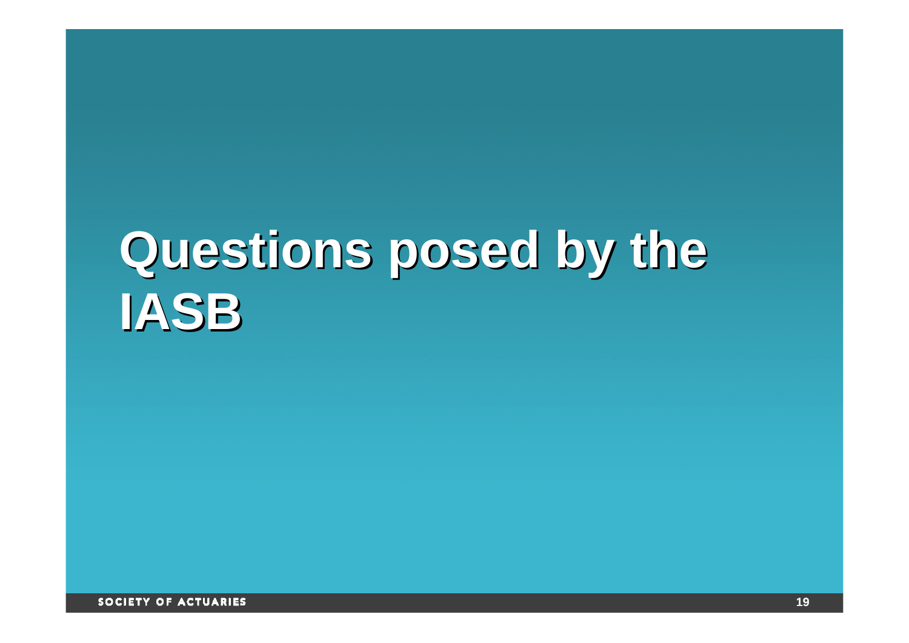# Questions posed by the IASB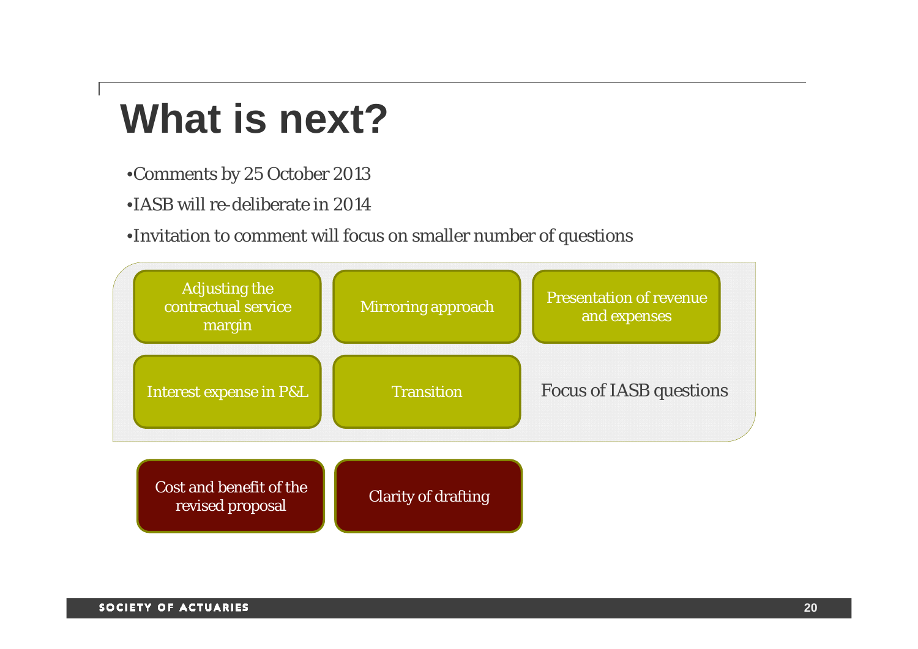# What is next?

- Comments by 25 October 2013
- IASB will re-deliberate in 2014
- Invitation to comment will focus on smaller number of questions

Focus of IASB questions:

- Adjusting the contractual service margin
- Mirroring approach
- Presentation of revenue and expenses
- Interest expense in P&L
- Transition

Other questions:

- Cost and benefit of the revised proposal
- Clarity of drafting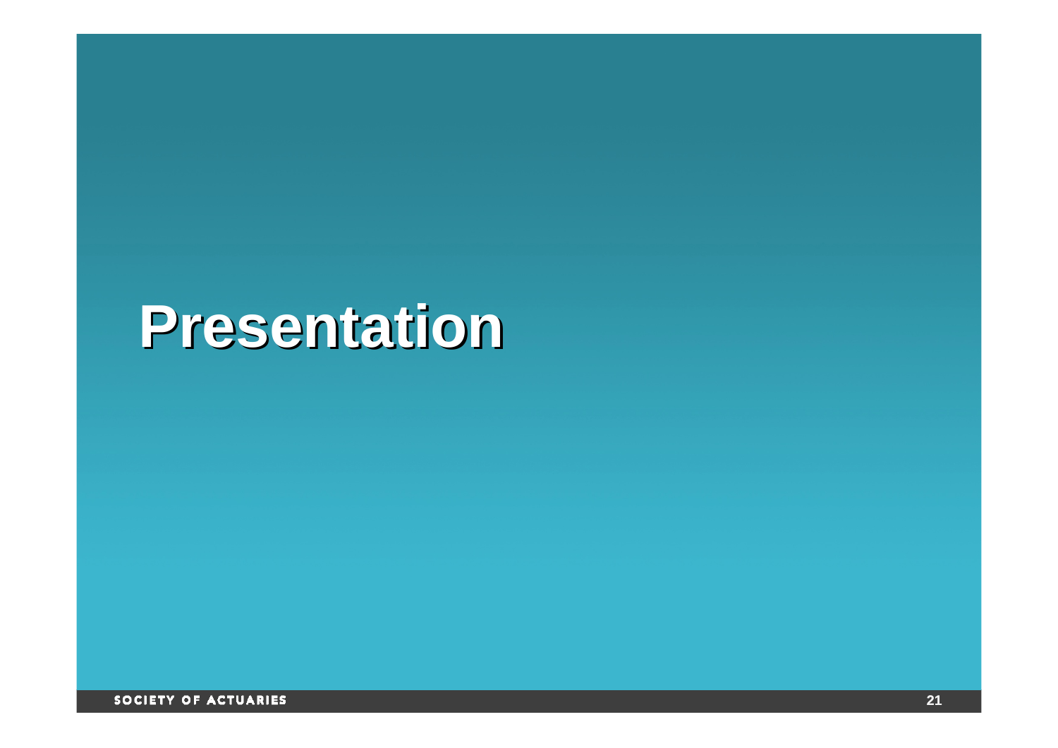# Presentation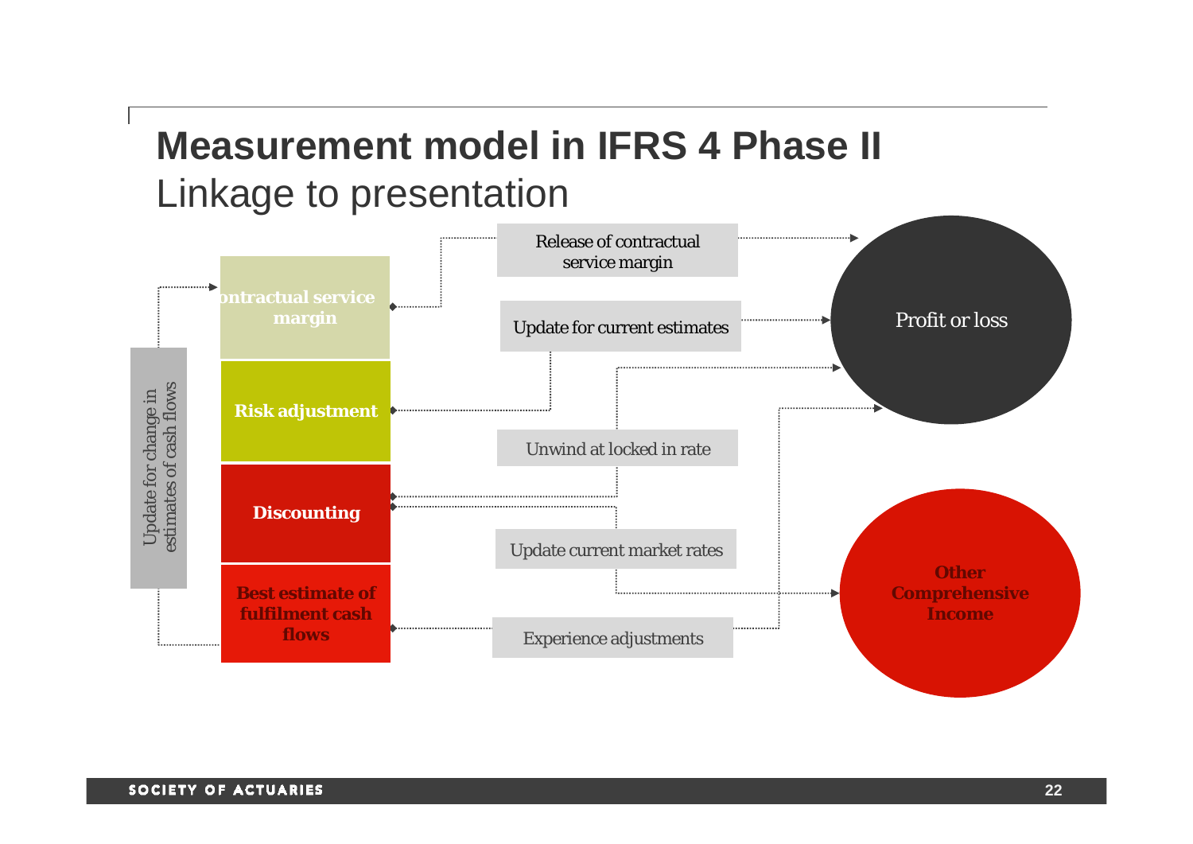# Measurement model in IFRS 4 Phase II

## Linkage to presentation

Update for change in estimates of cash flows

ontractual service margin

Risk adjustment

Discounting

Best estimate of fulfilment cash flows

Release of contractual service margin

Update for current estimates

Unwind at locked in rate

Update current market rates

Experience adjustments

Profit or loss

Other Comprehensive Income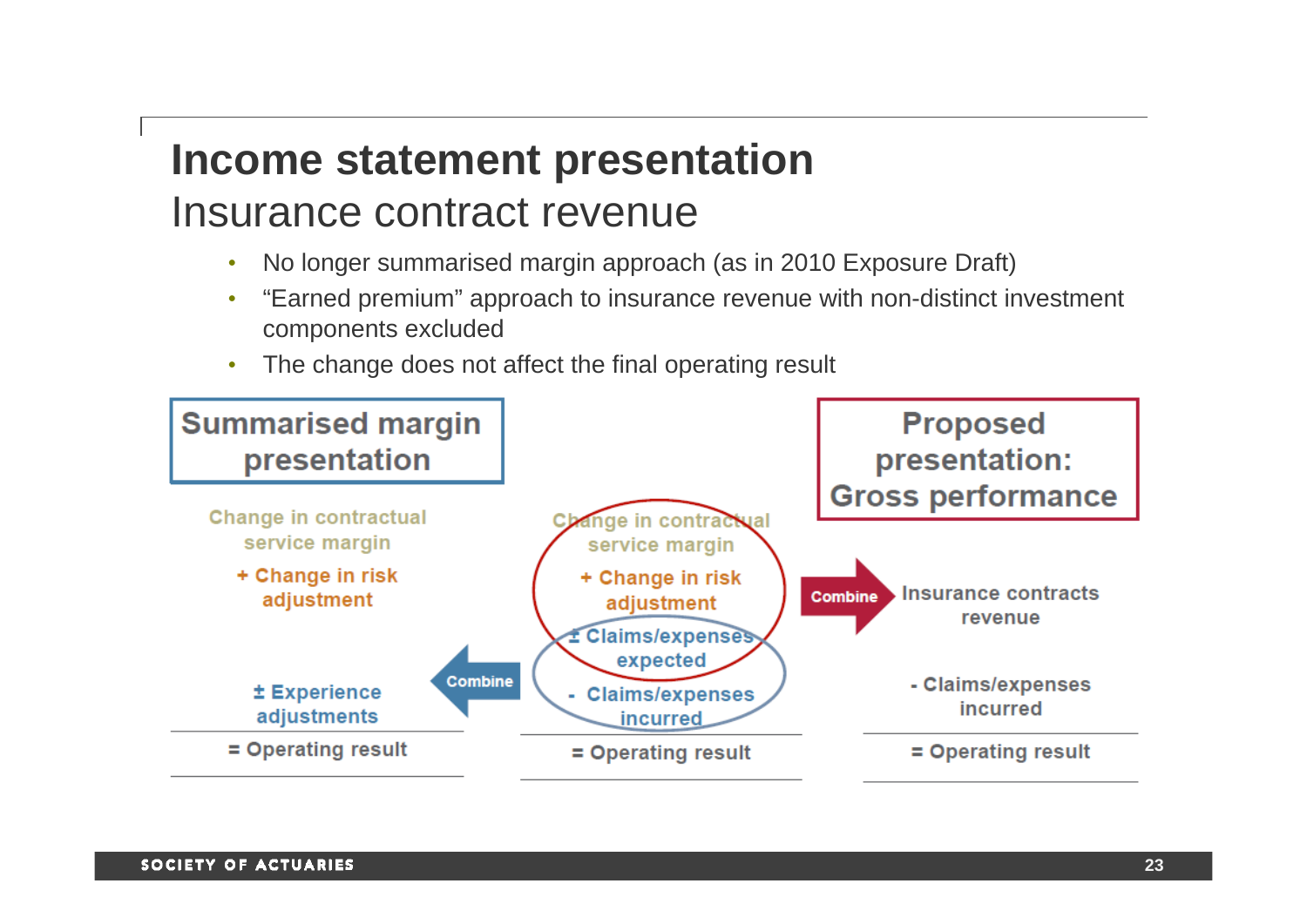# Income statement presentation

## Insurance contract revenue

- No longer summarised margin approach (as in 2010 Exposure Draft)
- "Earned premium" approach to insurance revenue with non-distinct investment components excluded
- The change does not affect the final operating result

| Summarised margin presentation | | | | Proposed presentation: Gross performance |
|---|---|---|---|---|
| Change in contractual service margin | | Change in contractual service margin | | |
| + Change in risk adjustment | | + Change in risk adjustment | Combine → | Insurance contracts revenue |
| | | ± Claims/expenses expected | | |
| ± Experience adjustments | ← Combine | - Claims/expenses incurred | | - Claims/expenses incurred |
| = Operating result | | = Operating result | | = Operating result |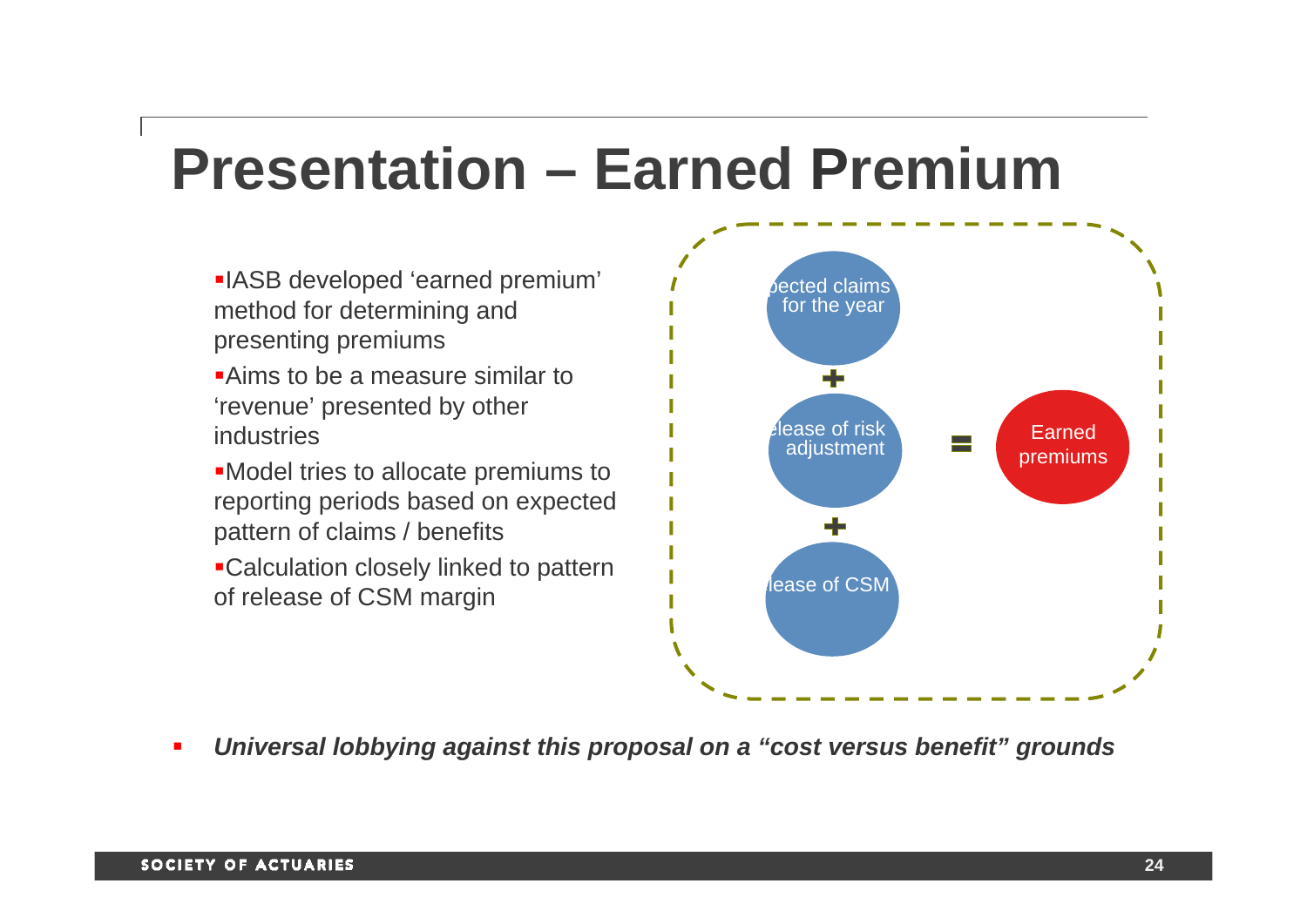# Presentation – Earned Premium

- IASB developed 'earned premium' method for determining and presenting premiums
- Aims to be a measure similar to 'revenue' presented by other industries
- Model tries to allocate premiums to reporting periods based on expected pattern of claims / benefits
- Calculation closely linked to pattern of release of CSM margin

Expected claims for the year + Release of risk adjustment + Release of CSM = Earned premiums

- ***Universal lobbying against this proposal on a "cost versus benefit" grounds***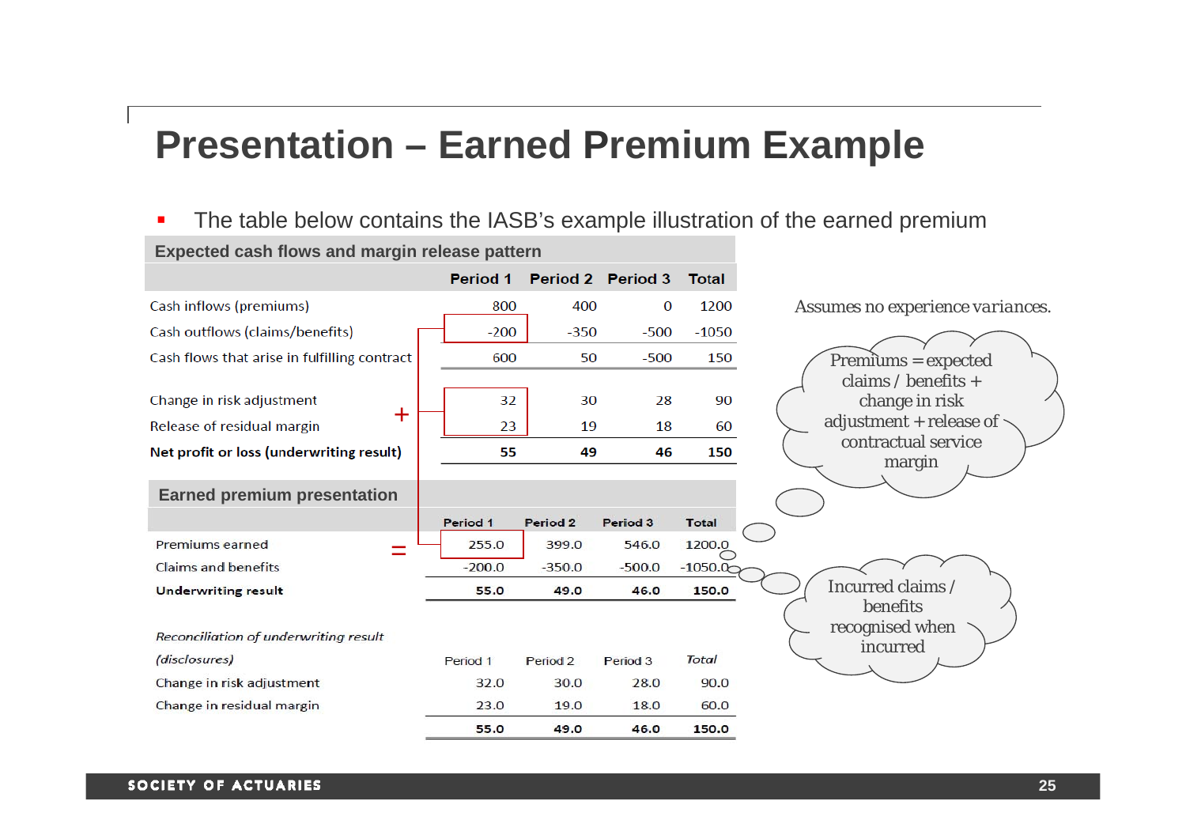# Presentation – Earned Premium Example

- The table below contains the IASB's example illustration of the earned premium

**Expected cash flows and margin release pattern**

| | Period 1 | Period 2 | Period 3 | Total |
|---|---|---|---|---|
| Cash inflows (premiums) | 800 | 400 | 0 | 1200 |
| Cash outflows (claims/benefits) | -200 | -350 | -500 | -1050 |
| Cash flows that arise in fulfilling contract | 600 | 50 | -500 | 150 |
| | | | | |
| Change in risk adjustment | 32 | 30 | 28 | 90 |
| Release of residual margin | 23 | 19 | 18 | 60 |
| **Net profit or loss (underwriting result)** | **55** | **49** | **46** | **150** |

**Earned premium presentation**

| | Period 1 | Period 2 | Period 3 | Total |
|---|---|---|---|---|
| Premiums earned | 255.0 | 399.0 | 546.0 | 1200.0 |
| Claims and benefits | -200.0 | -350.0 | -500.0 | -1050.0 |
| **Underwriting result** | **55.0** | **49.0** | **46.0** | **150.0** |

*Reconciliation of underwriting result (disclosures)*

| | Period 1 | Period 2 | Period 3 | *Total* |
|---|---|---|---|---|
| Change in risk adjustment | 32.0 | 30.0 | 28.0 | 90.0 |
| Change in residual margin | 23.0 | 19.0 | 18.0 | 60.0 |
| | **55.0** | **49.0** | **46.0** | **150.0** |

Assumes no experience variances.

Premiums = expected claims / benefits + change in risk adjustment + release of contractual service margin

Incurred claims / benefits recognised when incurred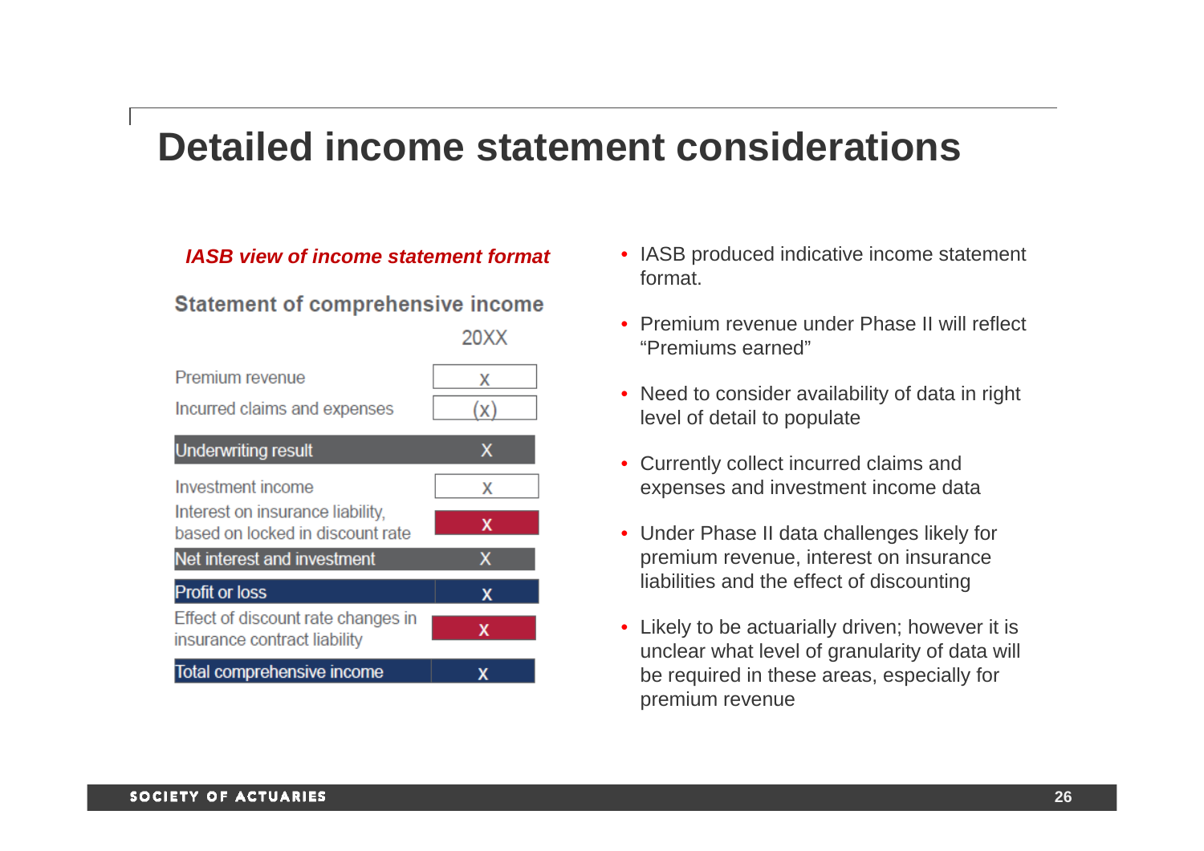# Detailed income statement considerations

***IASB view of income statement format***

**Statement of comprehensive income**

| | 20XX |
|---|---|
| Premium revenue | X |
| Incurred claims and expenses | (X) |
| **Underwriting result** | X |
| Investment income | X |
| Interest on insurance liability, based on locked in discount rate | X |
| **Net interest and investment** | X |
| **Profit or loss** | X |
| Effect of discount rate changes in insurance contract liability | X |
| **Total comprehensive income** | X |

- IASB produced indicative income statement format.
- Premium revenue under Phase II will reflect "Premiums earned"
- Need to consider availability of data in right level of detail to populate
- Currently collect incurred claims and expenses and investment income data
- Under Phase II data challenges likely for premium revenue, interest on insurance liabilities and the effect of discounting
- Likely to be actuarially driven; however it is unclear what level of granularity of data will be required in these areas, especially for premium revenue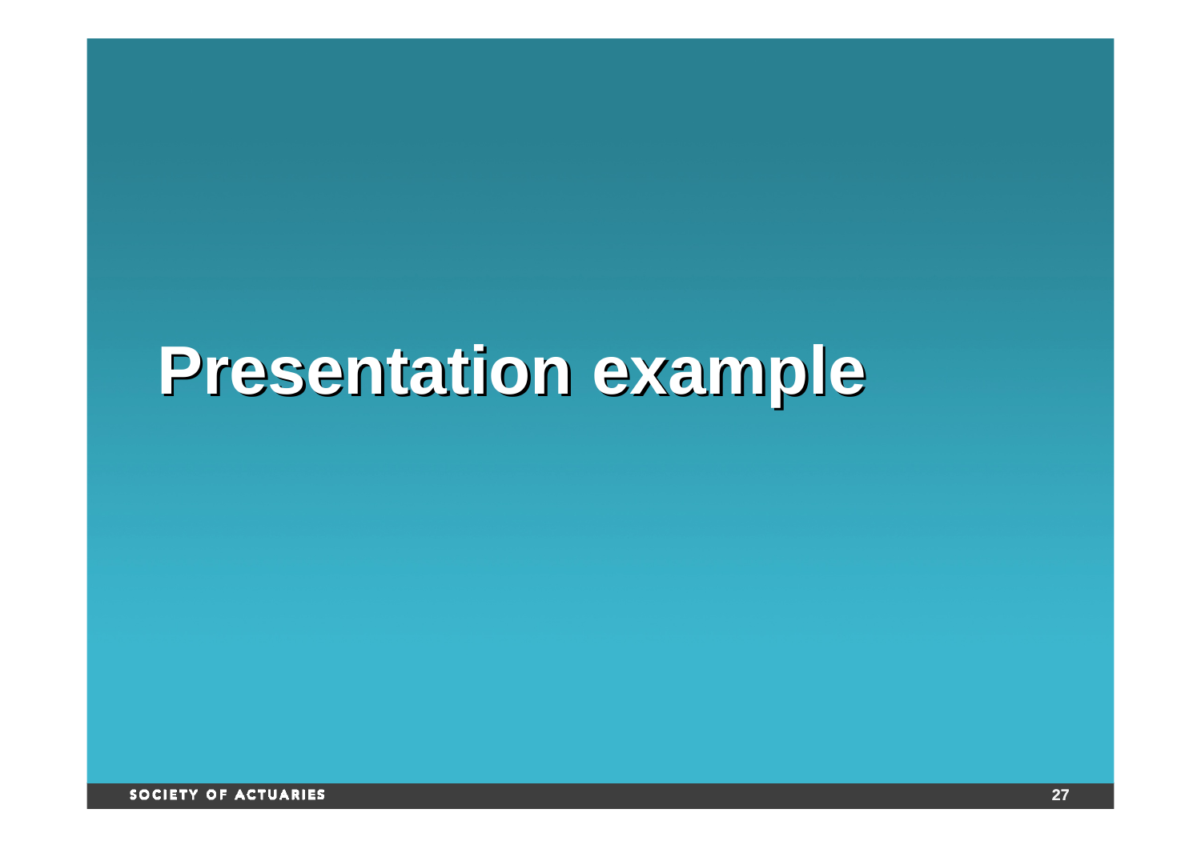# Presentation example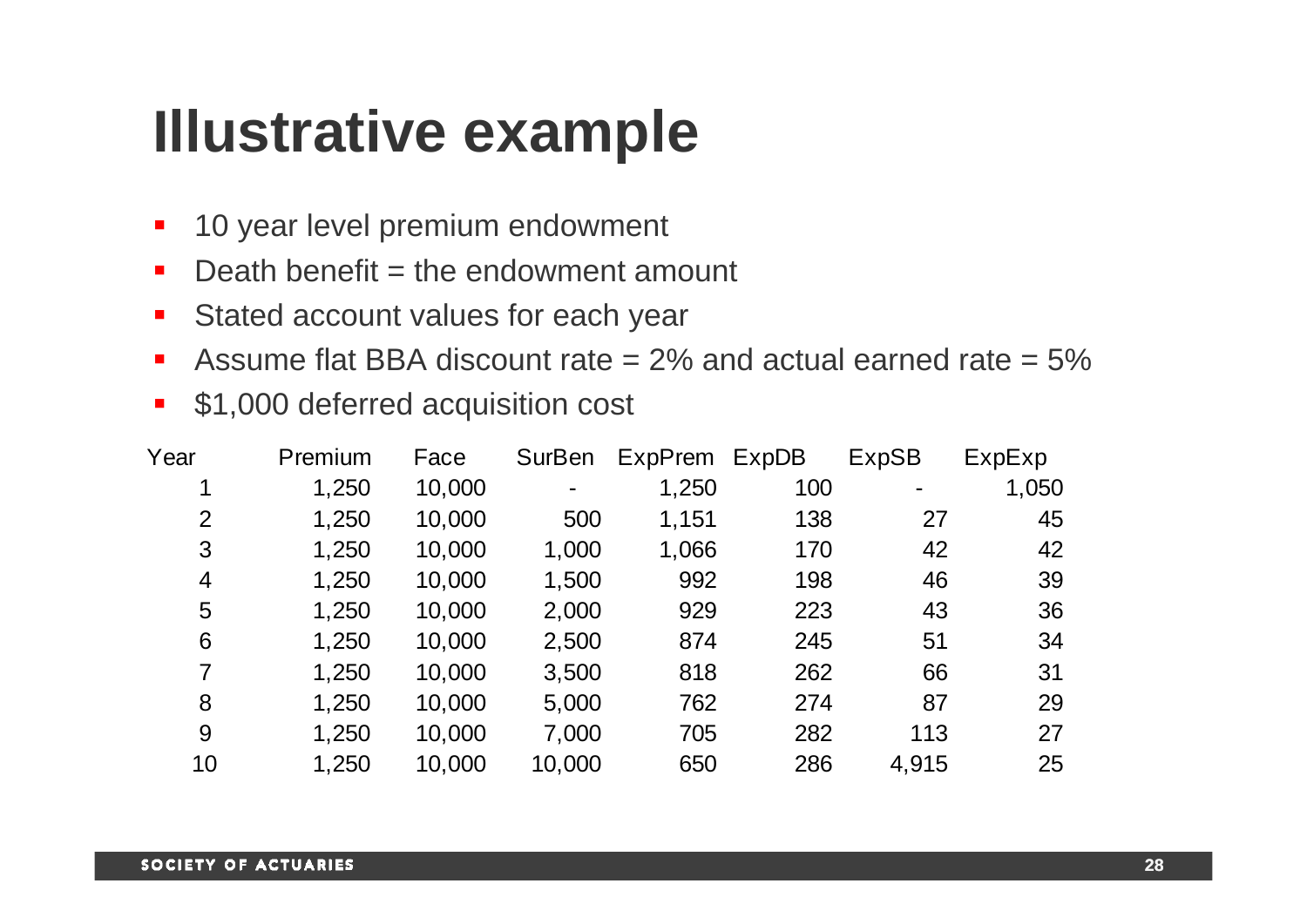# Illustrative example

- 10 year level premium endowment
- Death benefit = the endowment amount
- Stated account values for each year
- Assume flat BBA discount rate = 2% and actual earned rate = 5%
- $1,000 deferred acquisition cost

| Year | Premium | Face | SurBen | ExpPrem | ExpDB | ExpSB | ExpExp |
|---|---|---|---|---|---|---|---|
| 1 | 1,250 | 10,000 | - | 1,250 | 100 | - | 1,050 |
| 2 | 1,250 | 10,000 | 500 | 1,151 | 138 | 27 | 45 |
| 3 | 1,250 | 10,000 | 1,000 | 1,066 | 170 | 42 | 42 |
| 4 | 1,250 | 10,000 | 1,500 | 992 | 198 | 46 | 39 |
| 5 | 1,250 | 10,000 | 2,000 | 929 | 223 | 43 | 36 |
| 6 | 1,250 | 10,000 | 2,500 | 874 | 245 | 51 | 34 |
| 7 | 1,250 | 10,000 | 3,500 | 818 | 262 | 66 | 31 |
| 8 | 1,250 | 10,000 | 5,000 | 762 | 274 | 87 | 29 |
| 9 | 1,250 | 10,000 | 7,000 | 705 | 282 | 113 | 27 |
| 10 | 1,250 | 10,000 | 10,000 | 650 | 286 | 4,915 | 25 |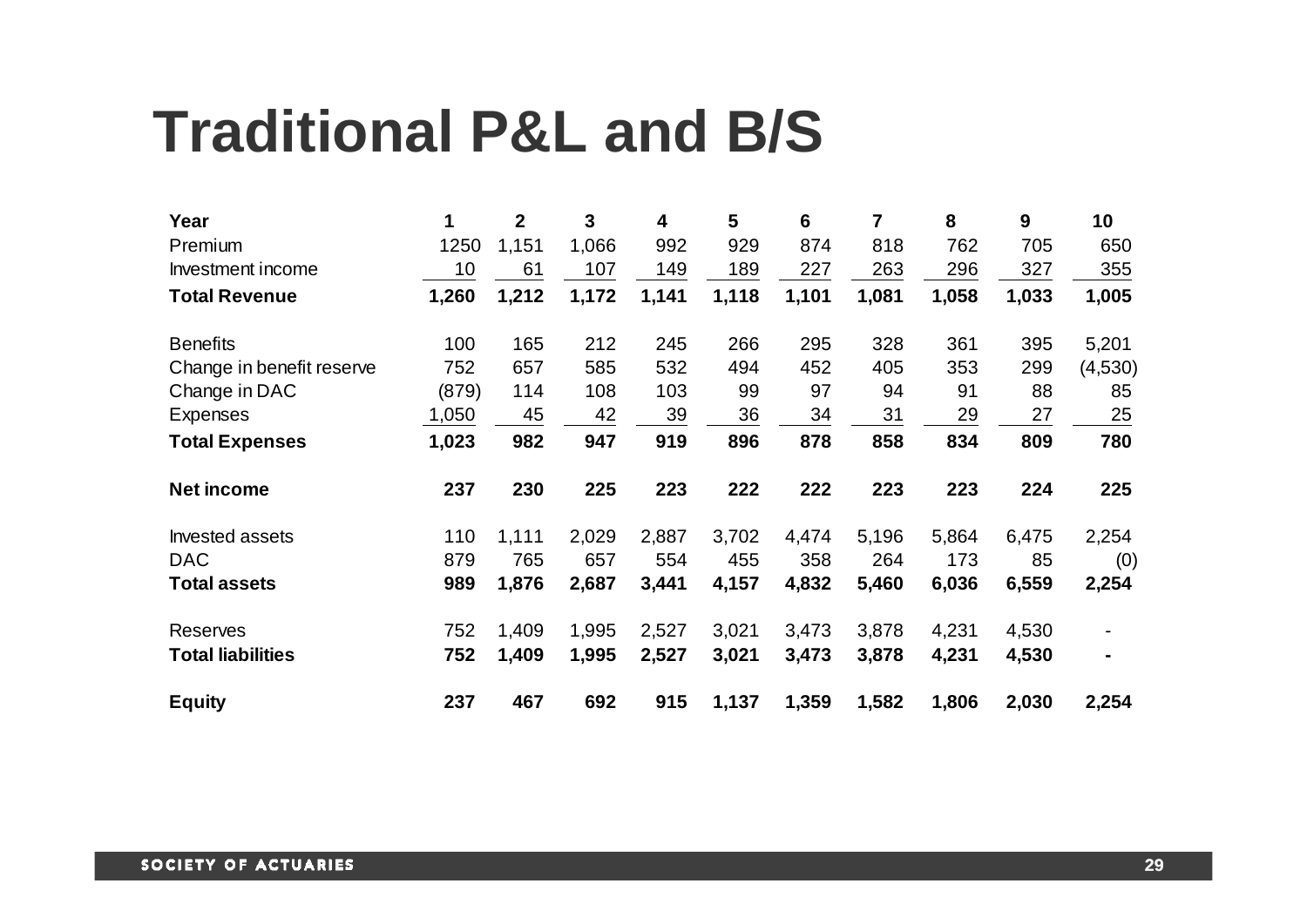# Traditional P&L and B/S

| Year | 1 | 2 | 3 | 4 | 5 | 6 | 7 | 8 | 9 | 10 |
|---|---|---|---|---|---|---|---|---|---|---|
| Premium | 1250 | 1,151 | 1,066 | 992 | 929 | 874 | 818 | 762 | 705 | 650 |
| Investment income | 10 | 61 | 107 | 149 | 189 | 227 | 263 | 296 | 327 | 355 |
| **Total Revenue** | **1,260** | **1,212** | **1,172** | **1,141** | **1,118** | **1,101** | **1,081** | **1,058** | **1,033** | **1,005** |
| | | | | | | | | | | |
| Benefits | 100 | 165 | 212 | 245 | 266 | 295 | 328 | 361 | 395 | 5,201 |
| Change in benefit reserve | 752 | 657 | 585 | 532 | 494 | 452 | 405 | 353 | 299 | (4,530) |
| Change in DAC | (879) | 114 | 108 | 103 | 99 | 97 | 94 | 91 | 88 | 85 |
| Expenses | 1,050 | 45 | 42 | 39 | 36 | 34 | 31 | 29 | 27 | 25 |
| **Total Expenses** | **1,023** | **982** | **947** | **919** | **896** | **878** | **858** | **834** | **809** | **780** |
| | | | | | | | | | | |
| **Net income** | **237** | **230** | **225** | **223** | **222** | **222** | **223** | **223** | **224** | **225** |
| | | | | | | | | | | |
| Invested assets | 110 | 1,111 | 2,029 | 2,887 | 3,702 | 4,474 | 5,196 | 5,864 | 6,475 | 2,254 |
| DAC | 879 | 765 | 657 | 554 | 455 | 358 | 264 | 173 | 85 | (0) |
| **Total assets** | **989** | **1,876** | **2,687** | **3,441** | **4,157** | **4,832** | **5,460** | **6,036** | **6,559** | **2,254** |
| | | | | | | | | | | |
| Reserves | 752 | 1,409 | 1,995 | 2,527 | 3,021 | 3,473 | 3,878 | 4,231 | 4,530 | - |
| **Total liabilities** | **752** | **1,409** | **1,995** | **2,527** | **3,021** | **3,473** | **3,878** | **4,231** | **4,530** | **-** |
| | | | | | | | | | | |
| **Equity** | **237** | **467** | **692** | **915** | **1,137** | **1,359** | **1,582** | **1,806** | **2,030** | **2,254** |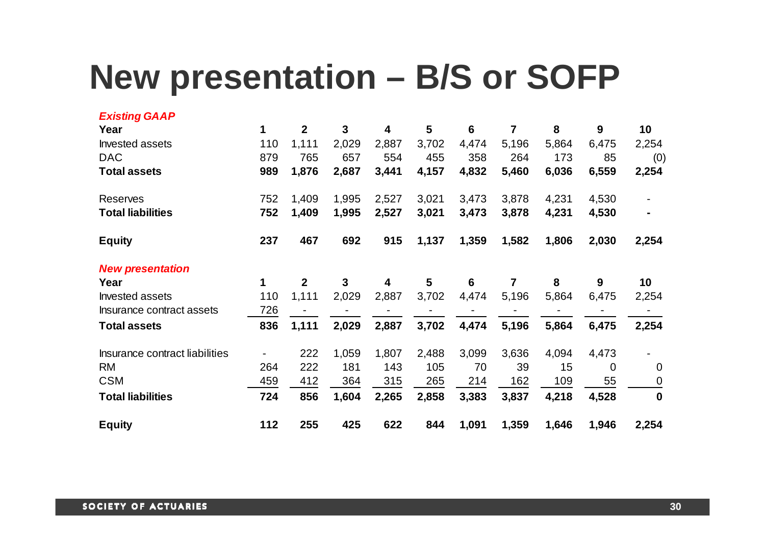# New presentation – B/S or SOFP

***Existing GAAP***

| **Year** | **1** | **2** | **3** | **4** | **5** | **6** | **7** | **8** | **9** | **10** |
|---|---|---|---|---|---|---|---|---|---|---|
| Invested assets | 110 | 1,111 | 2,029 | 2,887 | 3,702 | 4,474 | 5,196 | 5,864 | 6,475 | 2,254 |
| DAC | 879 | 765 | 657 | 554 | 455 | 358 | 264 | 173 | 85 | (0) |
| **Total assets** | **989** | **1,876** | **2,687** | **3,441** | **4,157** | **4,832** | **5,460** | **6,036** | **6,559** | **2,254** |
| | | | | | | | | | | |
| Reserves | 752 | 1,409 | 1,995 | 2,527 | 3,021 | 3,473 | 3,878 | 4,231 | 4,530 | - |
| **Total liabilities** | **752** | **1,409** | **1,995** | **2,527** | **3,021** | **3,473** | **3,878** | **4,231** | **4,530** | **-** |
| | | | | | | | | | | |
| **Equity** | **237** | **467** | **692** | **915** | **1,137** | **1,359** | **1,582** | **1,806** | **2,030** | **2,254** |

***New presentation***

| **Year** | **1** | **2** | **3** | **4** | **5** | **6** | **7** | **8** | **9** | **10** |
|---|---|---|---|---|---|---|---|---|---|---|
| Invested assets | 110 | 1,111 | 2,029 | 2,887 | 3,702 | 4,474 | 5,196 | 5,864 | 6,475 | 2,254 |
| Insurance contract assets | 726 | - | - | - | - | - | - | - | - | - |
| **Total assets** | **836** | **1,111** | **2,029** | **2,887** | **3,702** | **4,474** | **5,196** | **5,864** | **6,475** | **2,254** |
| | | | | | | | | | | |
| Insurance contract liabilities | - | 222 | 1,059 | 1,807 | 2,488 | 3,099 | 3,636 | 4,094 | 4,473 | - |
| RM | 264 | 222 | 181 | 143 | 105 | 70 | 39 | 15 | 0 | 0 |
| CSM | 459 | 412 | 364 | 315 | 265 | 214 | 162 | 109 | 55 | 0 |
| **Total liabilities** | **724** | **856** | **1,604** | **2,265** | **2,858** | **3,383** | **3,837** | **4,218** | **4,528** | **0** |
| | | | | | | | | | | |
| **Equity** | **112** | **255** | **425** | **622** | **844** | **1,091** | **1,359** | **1,646** | **1,946** | **2,254** |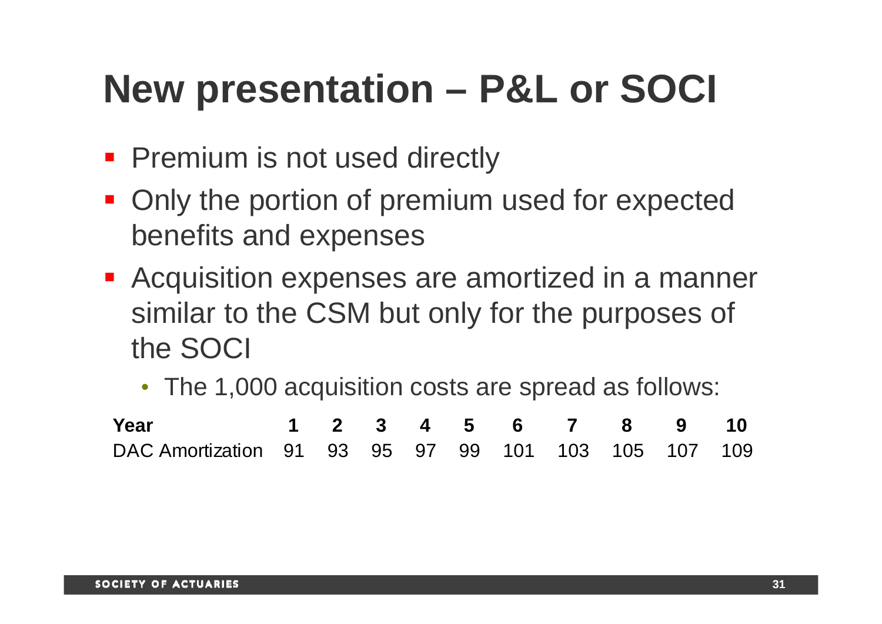# New presentation – P&L or SOCI

- Premium is not used directly
- Only the portion of premium used for expected benefits and expenses
- Acquisition expenses are amortized in a manner similar to the CSM but only for the purposes of the SOCI
  - The 1,000 acquisition costs are spread as follows:

| Year | 1 | 2 | 3 | 4 | 5 | 6 | 7 | 8 | 9 | 10 |
|---|---|---|---|---|---|---|---|---|---|---|
| DAC Amortization | 91 | 93 | 95 | 97 | 99 | 101 | 103 | 105 | 107 | 109 |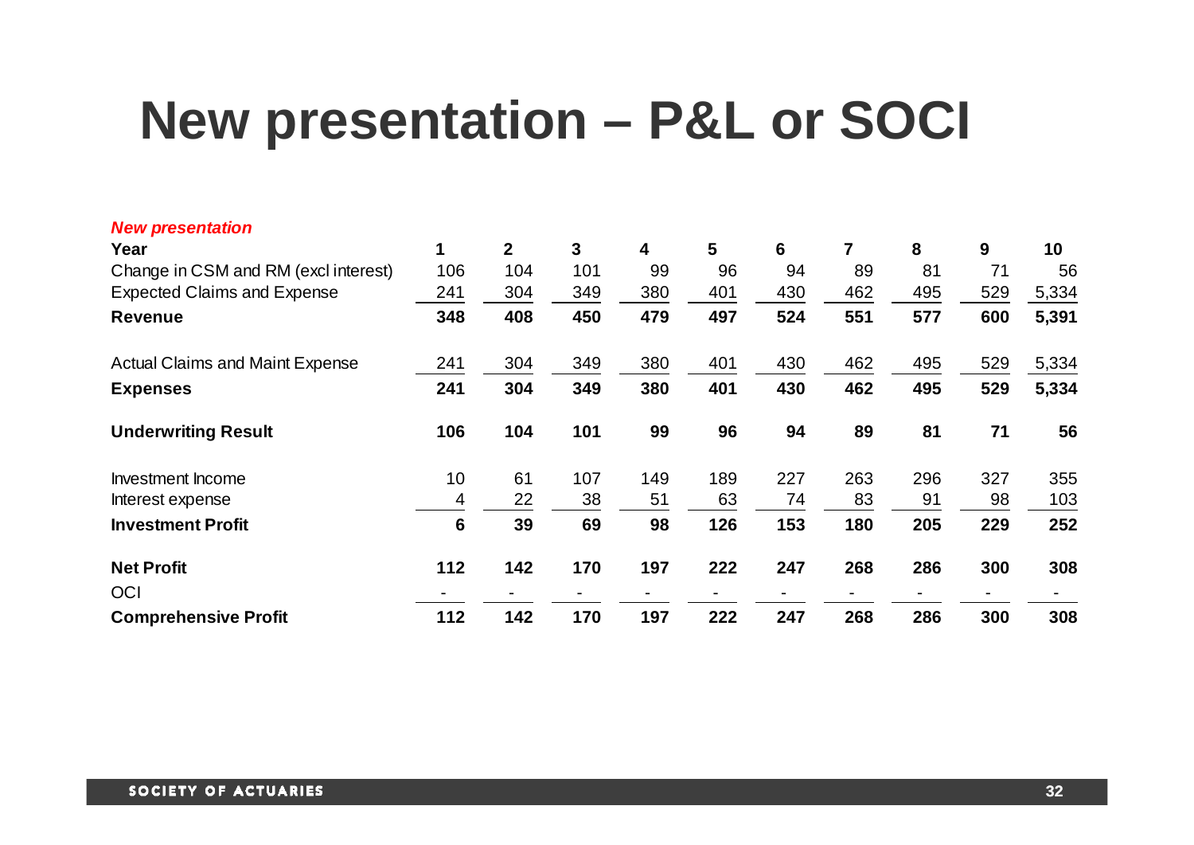# New presentation – P&L or SOCI

***New presentation***

| Year | 1 | 2 | 3 | 4 | 5 | 6 | 7 | 8 | 9 | 10 |
|---|---|---|---|---|---|---|---|---|---|---|
| Change in CSM and RM (excl interest) | 106 | 104 | 101 | 99 | 96 | 94 | 89 | 81 | 71 | 56 |
| Expected Claims and Expense | 241 | 304 | 349 | 380 | 401 | 430 | 462 | 495 | 529 | 5,334 |
| **Revenue** | **348** | **408** | **450** | **479** | **497** | **524** | **551** | **577** | **600** | **5,391** |
| | | | | | | | | | | |
| Actual Claims and Maint Expense | 241 | 304 | 349 | 380 | 401 | 430 | 462 | 495 | 529 | 5,334 |
| **Expenses** | **241** | **304** | **349** | **380** | **401** | **430** | **462** | **495** | **529** | **5,334** |
| | | | | | | | | | | |
| **Underwriting Result** | **106** | **104** | **101** | **99** | **96** | **94** | **89** | **81** | **71** | **56** |
| | | | | | | | | | | |
| Investment Income | 10 | 61 | 107 | 149 | 189 | 227 | 263 | 296 | 327 | 355 |
| Interest expense | 4 | 22 | 38 | 51 | 63 | 74 | 83 | 91 | 98 | 103 |
| **Investment Profit** | **6** | **39** | **69** | **98** | **126** | **153** | **180** | **205** | **229** | **252** |
| | | | | | | | | | | |
| **Net Profit** | **112** | **142** | **170** | **197** | **222** | **247** | **268** | **286** | **300** | **308** |
| OCI | - | - | - | - | - | - | - | - | - | - |
| **Comprehensive Profit** | **112** | **142** | **170** | **197** | **222** | **247** | **268** | **286** | **300** | **308** |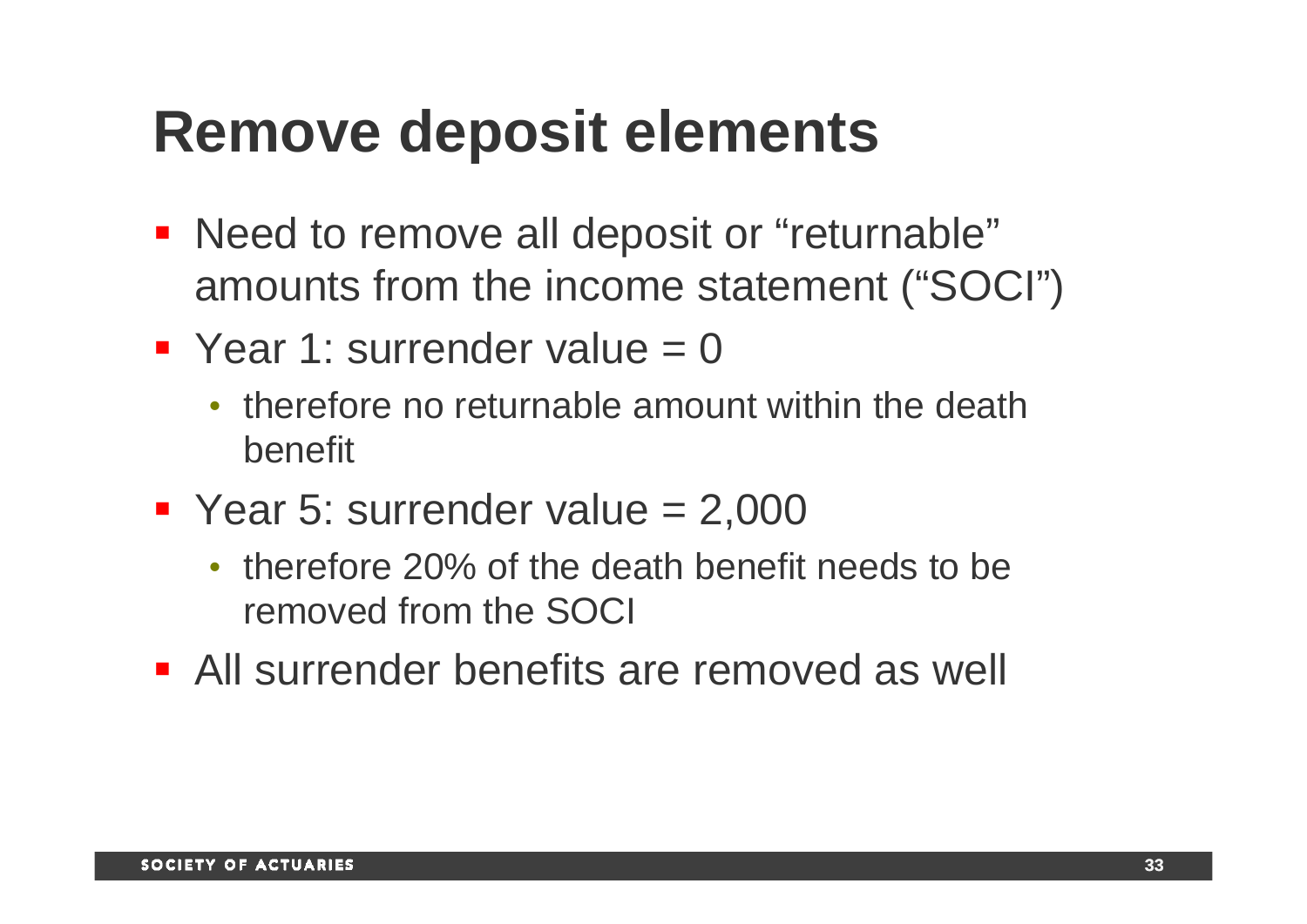# Remove deposit elements

- Need to remove all deposit or "returnable" amounts from the income statement ("SOCI")
- Year 1: surrender value = 0
  - therefore no returnable amount within the death benefit
- Year 5: surrender value = 2,000
  - therefore 20% of the death benefit needs to be removed from the SOCI
- All surrender benefits are removed as well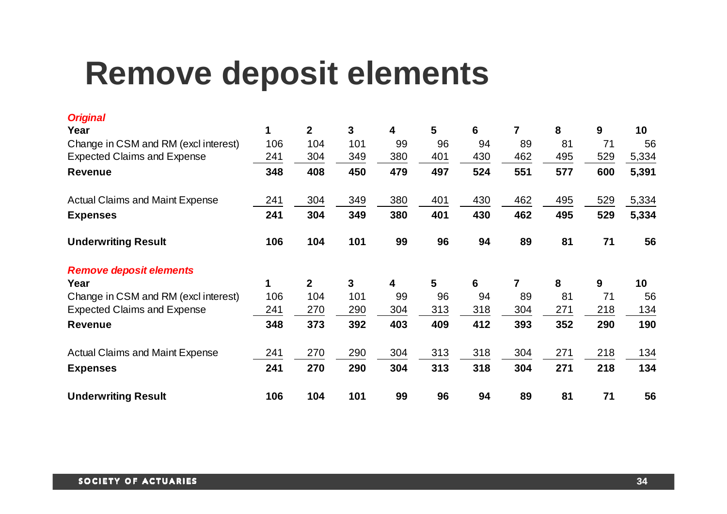# Remove deposit elements

***Original***

| Year | 1 | 2 | 3 | 4 | 5 | 6 | 7 | 8 | 9 | 10 |
|---|---|---|---|---|---|---|---|---|---|---|
| Change in CSM and RM (excl interest) | 106 | 104 | 101 | 99 | 96 | 94 | 89 | 81 | 71 | 56 |
| Expected Claims and Expense | 241 | 304 | 349 | 380 | 401 | 430 | 462 | 495 | 529 | 5,334 |
| **Revenue** | **348** | **408** | **450** | **479** | **497** | **524** | **551** | **577** | **600** | **5,391** |
| | | | | | | | | | | |
| Actual Claims and Maint Expense | 241 | 304 | 349 | 380 | 401 | 430 | 462 | 495 | 529 | 5,334 |
| **Expenses** | **241** | **304** | **349** | **380** | **401** | **430** | **462** | **495** | **529** | **5,334** |
| | | | | | | | | | | |
| **Underwriting Result** | **106** | **104** | **101** | **99** | **96** | **94** | **89** | **81** | **71** | **56** |

***Remove deposit elements***

| Year | 1 | 2 | 3 | 4 | 5 | 6 | 7 | 8 | 9 | 10 |
|---|---|---|---|---|---|---|---|---|---|---|
| Change in CSM and RM (excl interest) | 106 | 104 | 101 | 99 | 96 | 94 | 89 | 81 | 71 | 56 |
| Expected Claims and Expense | 241 | 270 | 290 | 304 | 313 | 318 | 304 | 271 | 218 | 134 |
| **Revenue** | **348** | **373** | **392** | **403** | **409** | **412** | **393** | **352** | **290** | **190** |
| | | | | | | | | | | |
| Actual Claims and Maint Expense | 241 | 270 | 290 | 304 | 313 | 318 | 304 | 271 | 218 | 134 |
| **Expenses** | **241** | **270** | **290** | **304** | **313** | **318** | **304** | **271** | **218** | **134** |
| | | | | | | | | | | |
| **Underwriting Result** | **106** | **104** | **101** | **99** | **96** | **94** | **89** | **81** | **71** | **56** |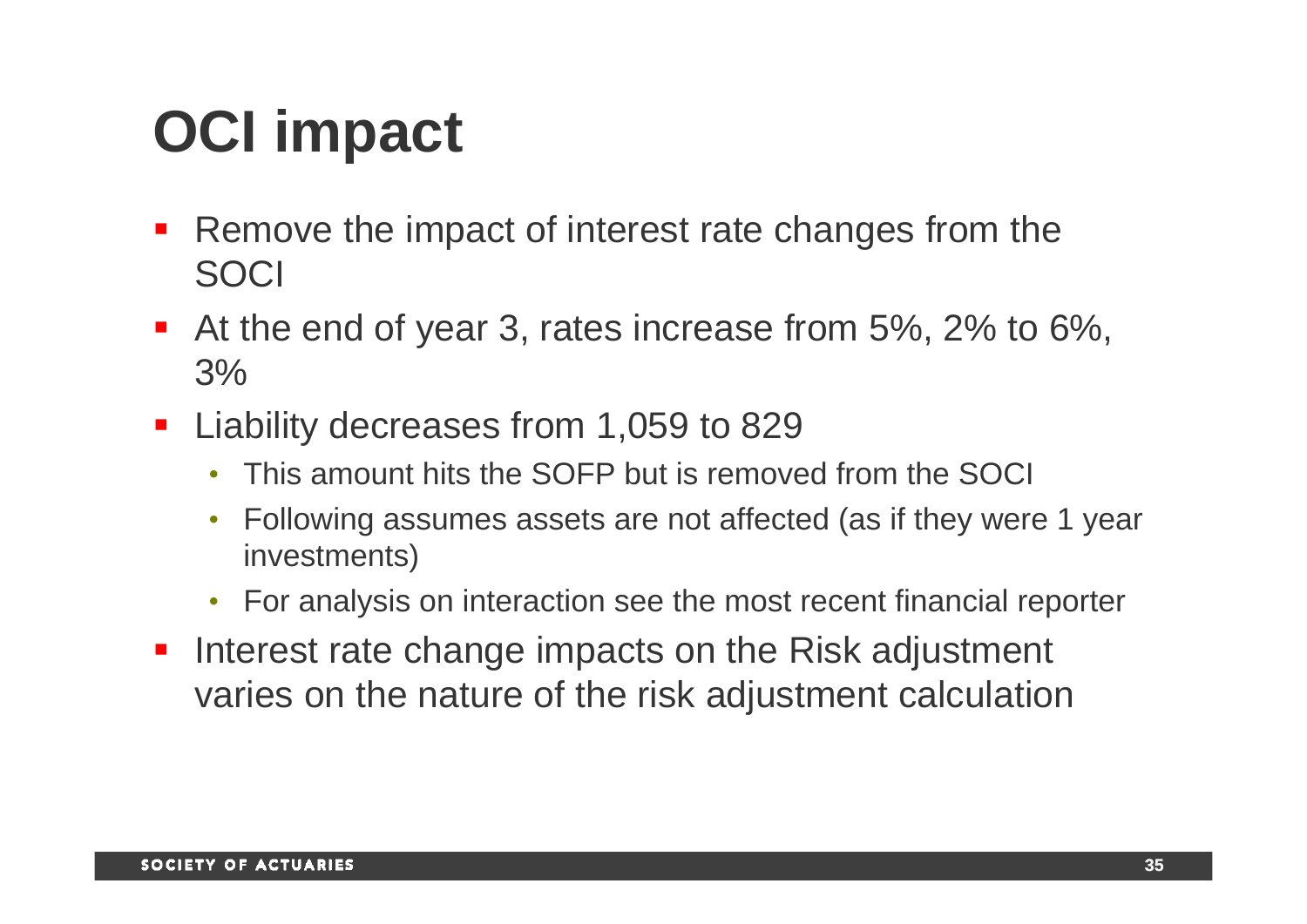# OCI impact

- Remove the impact of interest rate changes from the SOCI
- At the end of year 3, rates increase from 5%, 2% to 6%, 3%
- Liability decreases from 1,059 to 829
  - This amount hits the SOFP but is removed from the SOCI
  - Following assumes assets are not affected (as if they were 1 year investments)
  - For analysis on interaction see the most recent financial reporter
- Interest rate change impacts on the Risk adjustment varies on the nature of the risk adjustment calculation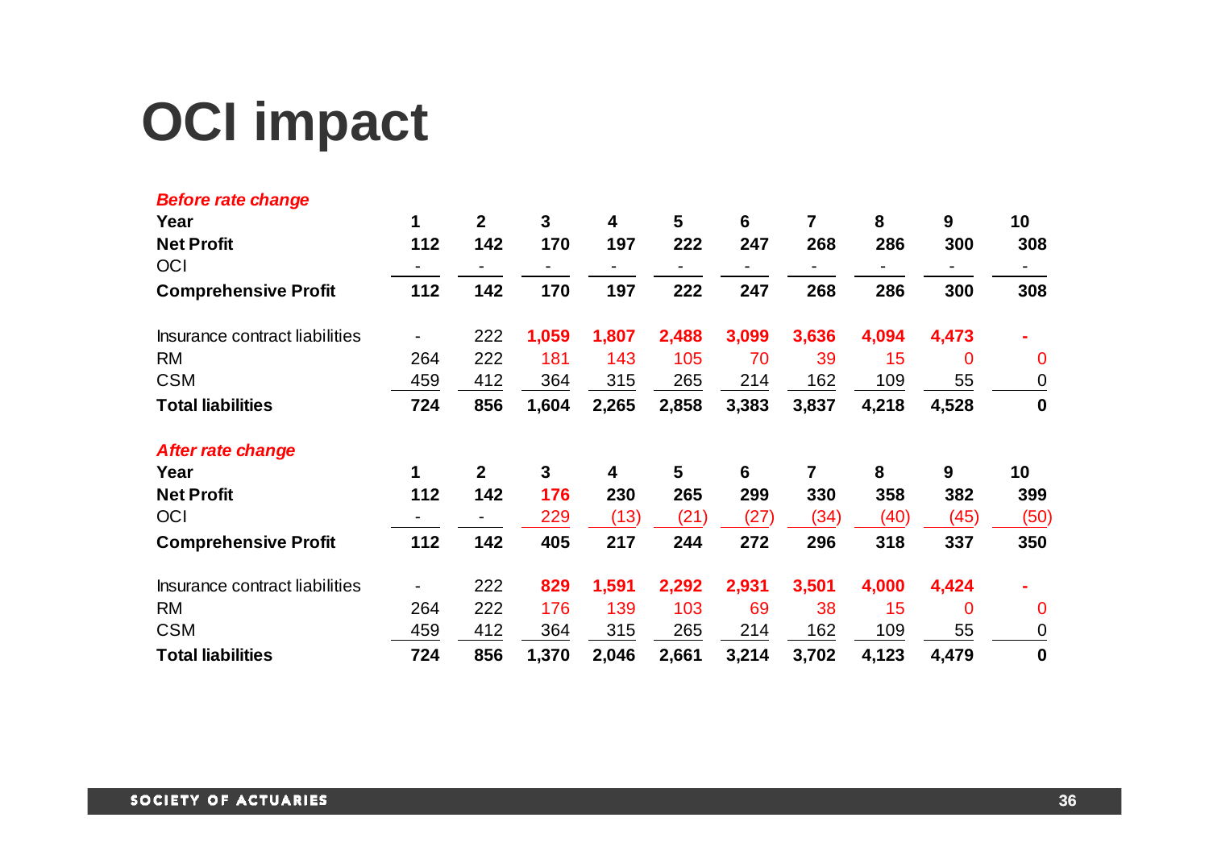# OCI impact

***Before rate change***

| **Year** | **1** | **2** | **3** | **4** | **5** | **6** | **7** | **8** | **9** | **10** |
|---|---|---|---|---|---|---|---|---|---|---|
| **Net Profit** | **112** | **142** | **170** | **197** | **222** | **247** | **268** | **286** | **300** | **308** |
| OCI | - | - | - | - | - | - | - | - | - | - |
| **Comprehensive Profit** | **112** | **142** | **170** | **197** | **222** | **247** | **268** | **286** | **300** | **308** |
| | | | | | | | | | | |
| Insurance contract liabilities | - | 222 | **1,059** | **1,807** | **2,488** | **3,099** | **3,636** | **4,094** | **4,473** | - |
| RM | 264 | 222 | 181 | 143 | 105 | 70 | 39 | 15 | 0 | 0 |
| CSM | 459 | 412 | 364 | 315 | 265 | 214 | 162 | 109 | 55 | 0 |
| **Total liabilities** | **724** | **856** | **1,604** | **2,265** | **2,858** | **3,383** | **3,837** | **4,218** | **4,528** | **0** |

***After rate change***

| **Year** | **1** | **2** | **3** | **4** | **5** | **6** | **7** | **8** | **9** | **10** |
|---|---|---|---|---|---|---|---|---|---|---|
| **Net Profit** | **112** | **142** | **176** | **230** | **265** | **299** | **330** | **358** | **382** | **399** |
| OCI | - | - | 229 | (13) | (21) | (27) | (34) | (40) | (45) | (50) |
| **Comprehensive Profit** | **112** | **142** | **405** | **217** | **244** | **272** | **296** | **318** | **337** | **350** |
| | | | | | | | | | | |
| Insurance contract liabilities | - | 222 | **829** | **1,591** | **2,292** | **2,931** | **3,501** | **4,000** | **4,424** | - |
| RM | 264 | 222 | 176 | 139 | 103 | 69 | 38 | 15 | 0 | 0 |
| CSM | 459 | 412 | 364 | 315 | 265 | 214 | 162 | 109 | 55 | 0 |
| **Total liabilities** | **724** | **856** | **1,370** | **2,046** | **2,661** | **3,214** | **3,702** | **4,123** | **4,479** | **0** |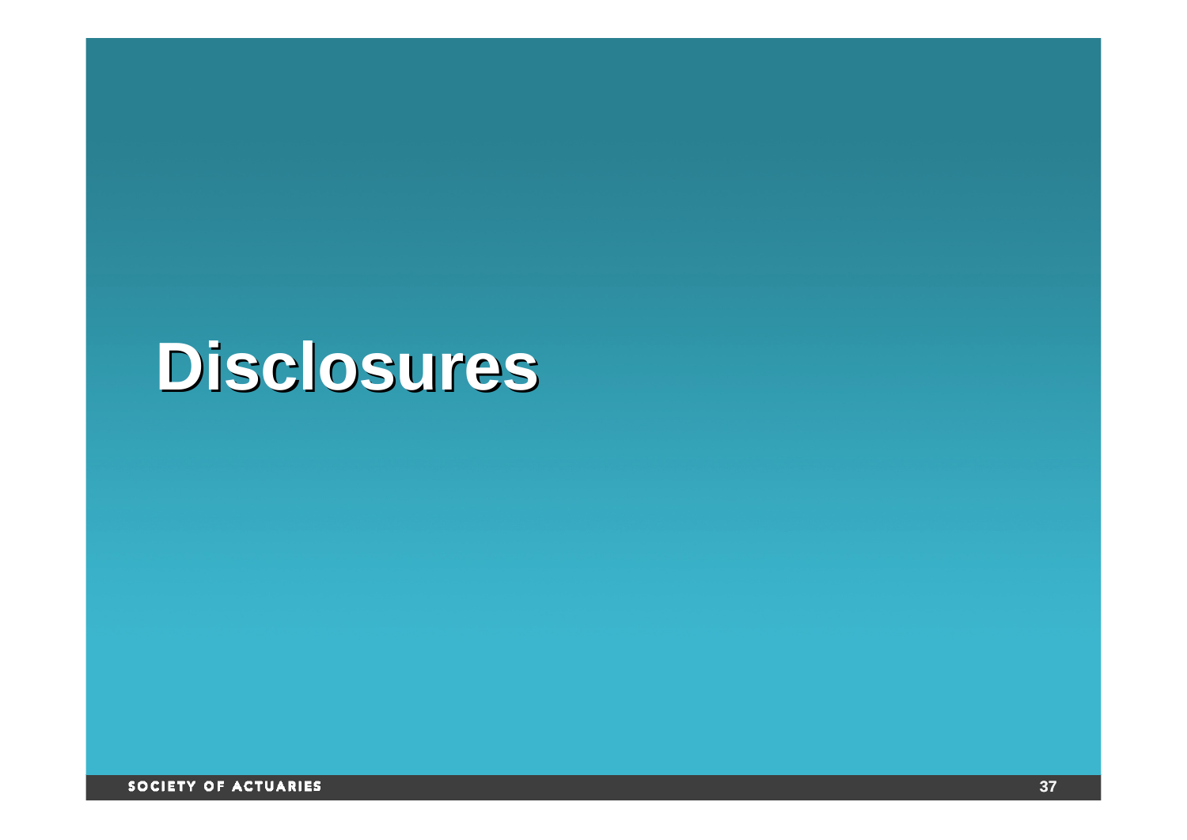# Disclosures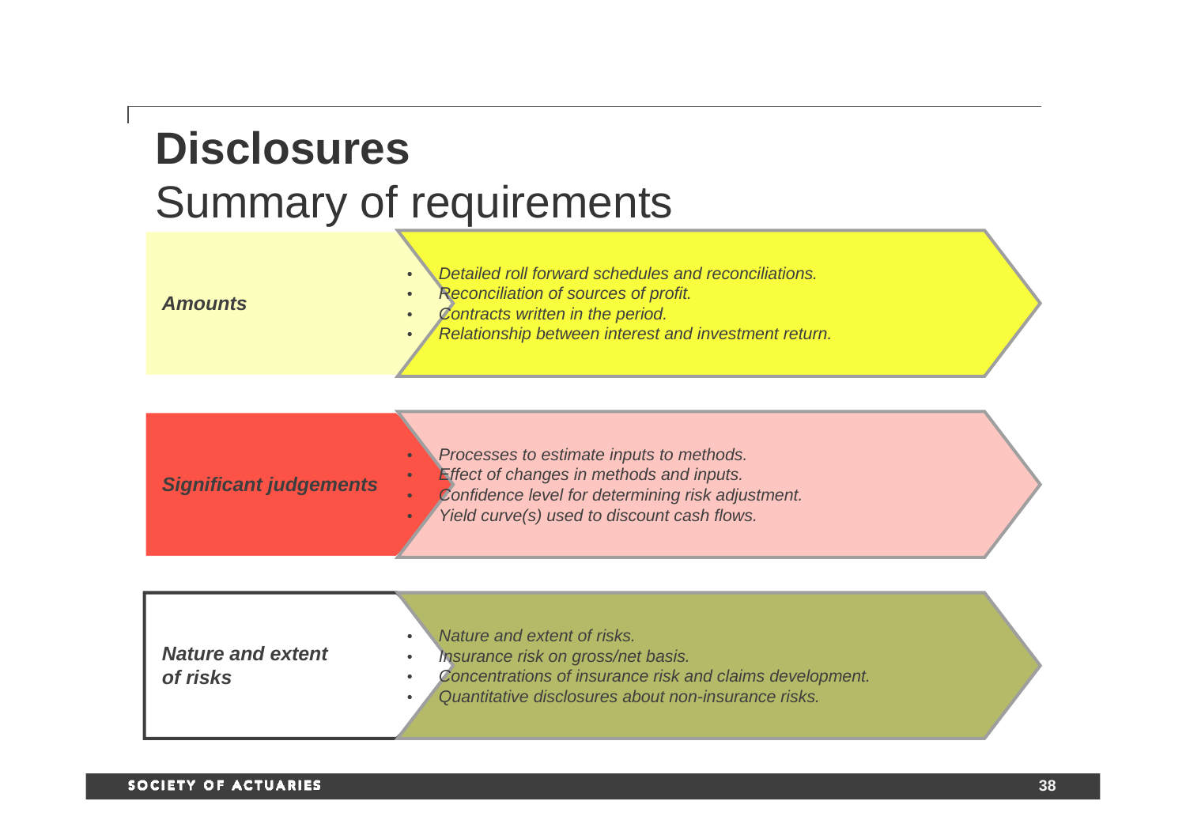# Disclosures

## Summary of requirements

***Amounts***

- *Detailed roll forward schedules and reconciliations.*
- *Reconciliation of sources of profit.*
- *Contracts written in the period.*
- *Relationship between interest and investment return.*

***Significant judgements***

- *Processes to estimate inputs to methods.*
- *Effect of changes in methods and inputs.*
- *Confidence level for determining risk adjustment.*
- *Yield curve(s) used to discount cash flows.*

***Nature and extent of risks***

- *Nature and extent of risks.*
- *Insurance risk on gross/net basis.*
- *Concentrations of insurance risk and claims development.*
- *Quantitative disclosures about non-insurance risks.*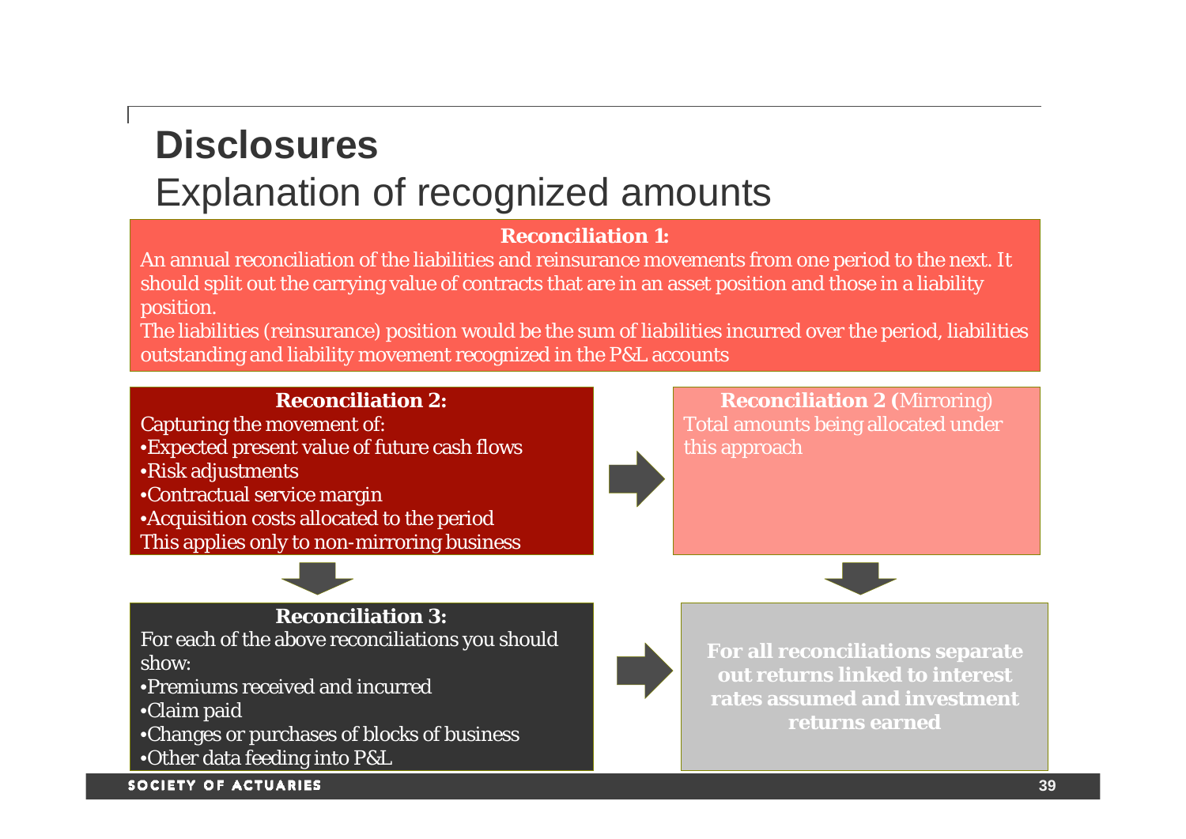# Disclosures

## Explanation of recognized amounts

**Reconciliation 1:**

An annual reconciliation of the liabilities and reinsurance movements from one period to the next. It should split out the carrying value of contracts that are in an asset position and those in a liability position.

The liabilities (reinsurance) position would be the sum of liabilities incurred over the period, liabilities outstanding and liability movement recognized in the P&L accounts

**Reconciliation 2:**

Capturing the movement of:

- Expected present value of future cash flows
- Risk adjustments
- Contractual service margin
- Acquisition costs allocated to the period

This applies only to non-mirroring business

**Reconciliation 2 (**Mirroring)

Total amounts being allocated under this approach

**Reconciliation 3:**

For each of the above reconciliations you should show:

- Premiums received and incurred
- Claim paid
- Changes or purchases of blocks of business
- Other data feeding into P&L

**For all reconciliations separate out returns linked to interest rates assumed and investment returns earned**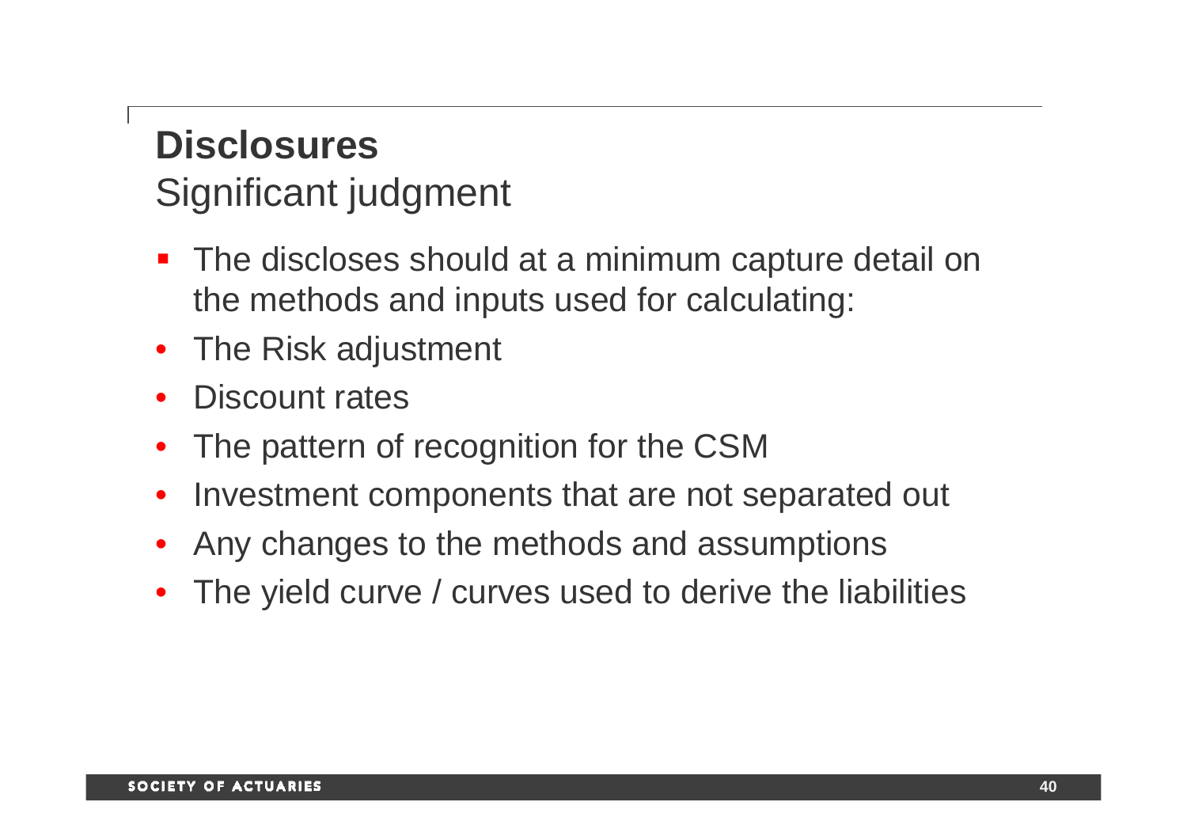# Disclosures

## Significant judgment

- The discloses should at a minimum capture detail on the methods and inputs used for calculating:
- The Risk adjustment
- Discount rates
- The pattern of recognition for the CSM
- Investment components that are not separated out
- Any changes to the methods and assumptions
- The yield curve / curves used to derive the liabilities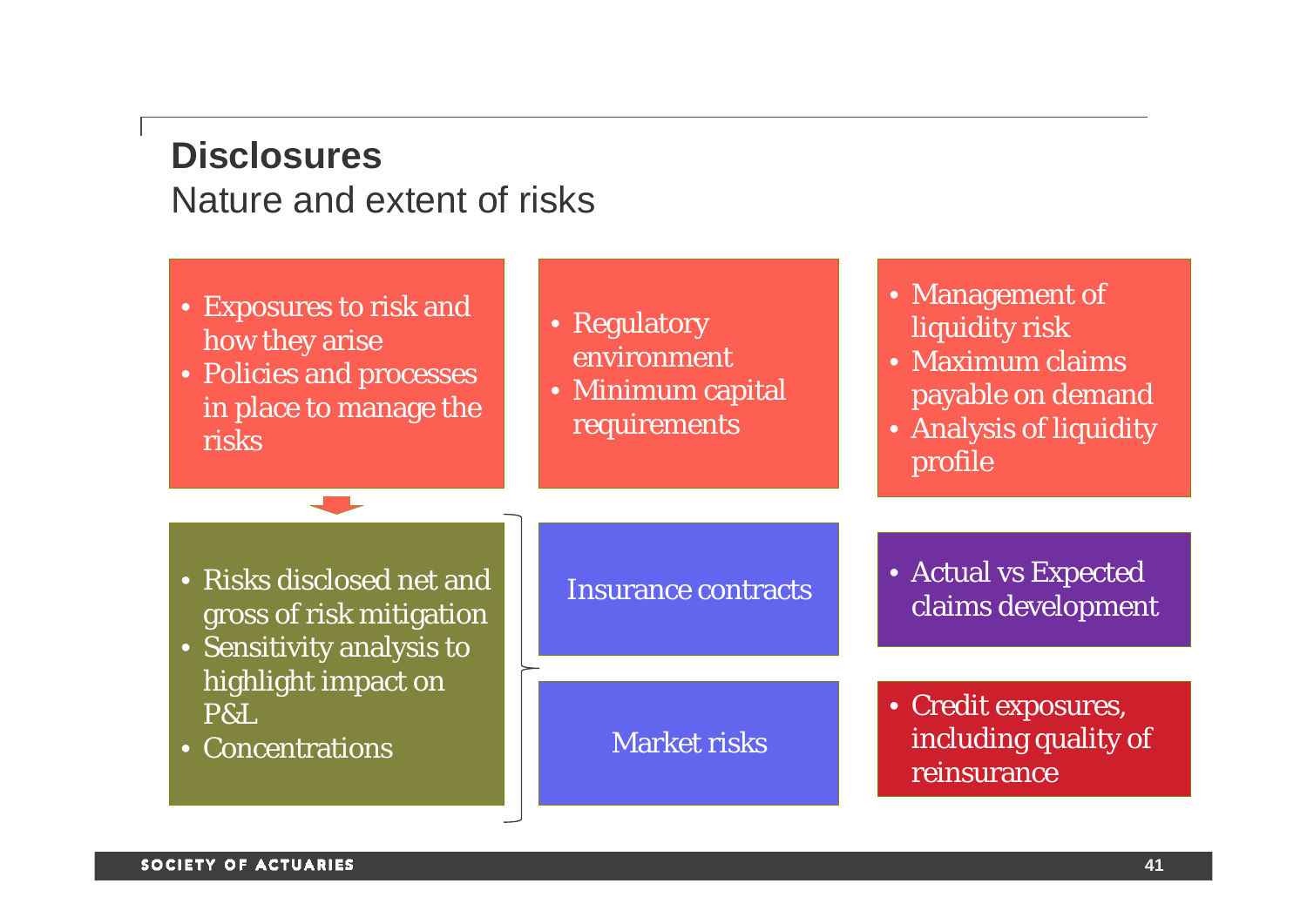# Disclosures

## Nature and extent of risks

- Exposures to risk and how they arise
- Policies and processes in place to manage the risks

- Regulatory environment
- Minimum capital requirements

- Management of liquidity risk
- Maximum claims payable on demand
- Analysis of liquidity profile

- Risks disclosed net and gross of risk mitigation
- Sensitivity analysis to highlight impact on P&L
- Concentrations

Insurance contracts

- Actual vs Expected claims development

Market risks

- Credit exposures, including quality of reinsurance